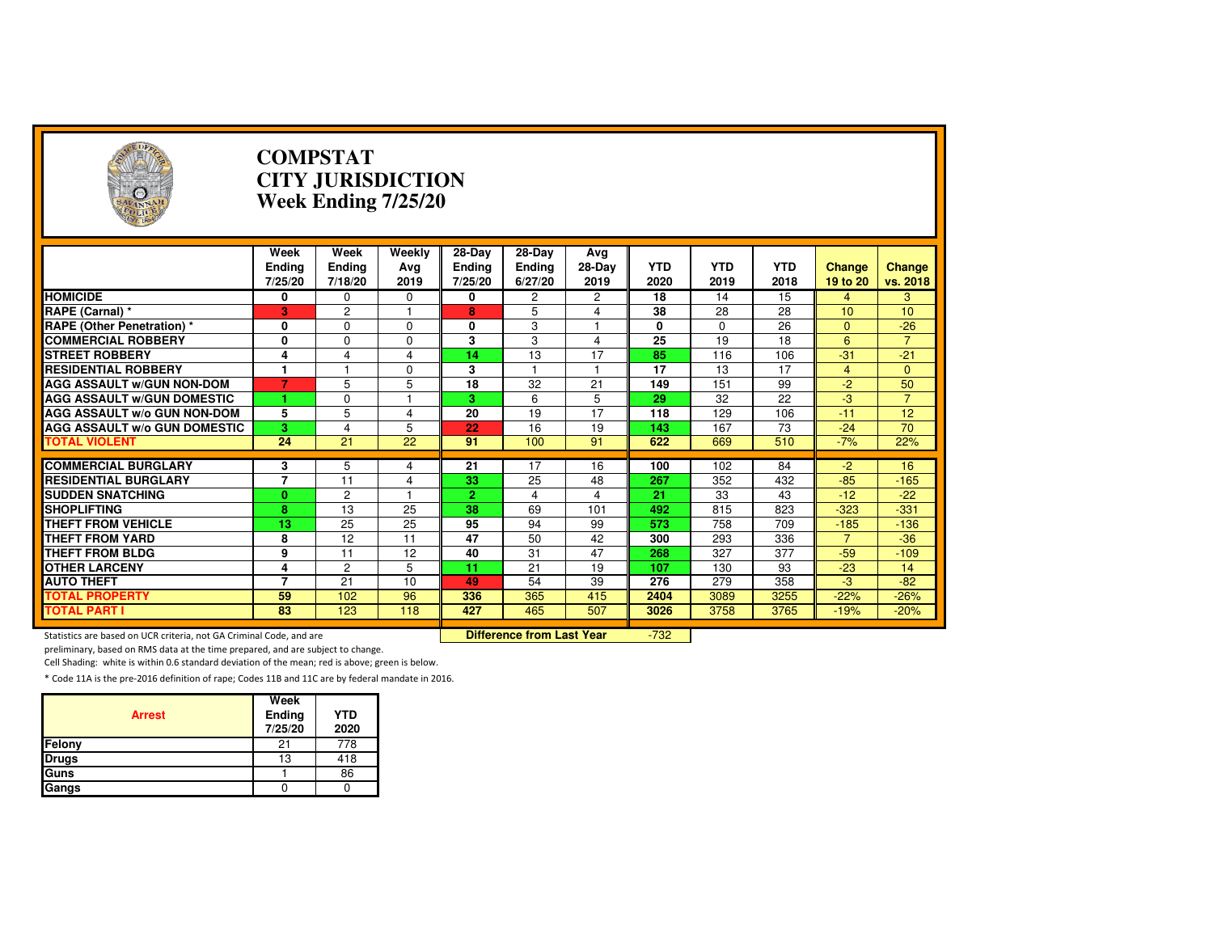# COMPSTAT
## CITY JURISDICTION
### Week Ending 7/25/20

| | Week Ending 7/25/20 | Week Ending 7/18/20 | Weekly Avg 2019 | 28-Day Ending 7/25/20 | 28-Day Ending 6/27/20 | Avg 28-Day 2019 | YTD 2020 | YTD 2019 | YTD 2018 | Change 19 to 20 | Change vs. 2018 |
|---|---|---|---|---|---|---|---|---|---|---|---|
| **HOMICIDE** | 0 | 0 | 0 | 0 | 2 | 2 | 18 | 14 | 15 | 4 | 3 |
| **RAPE (Carnal) *** | 3 | 2 | 1 | 8 | 5 | 4 | 38 | 28 | 28 | 10 | 10 |
| **RAPE (Other Penetration) *** | 0 | 0 | 0 | 0 | 3 | 1 | 0 | 0 | 26 | 0 | -26 |
| **COMMERCIAL ROBBERY** | 0 | 0 | 0 | 3 | 3 | 4 | 25 | 19 | 18 | 6 | 7 |
| **STREET ROBBERY** | 4 | 4 | 4 | 14 | 13 | 17 | 85 | 116 | 106 | -31 | -21 |
| **RESIDENTIAL ROBBERY** | 1 | 1 | 0 | 3 | 1 | 1 | 17 | 13 | 17 | 4 | 0 |
| **AGG ASSAULT w/GUN NON-DOM** | 7 | 5 | 5 | 18 | 32 | 21 | 149 | 151 | 99 | -2 | 50 |
| **AGG ASSAULT w/GUN DOMESTIC** | 1 | 0 | 1 | 3 | 6 | 5 | 29 | 32 | 22 | -3 | 7 |
| **AGG ASSAULT w/o GUN NON-DOM** | 5 | 5 | 4 | 20 | 19 | 17 | 118 | 129 | 106 | -11 | 12 |
| **AGG ASSAULT w/o GUN DOMESTIC** | 3 | 4 | 5 | 22 | 16 | 19 | 143 | 167 | 73 | -24 | 70 |
| **TOTAL VIOLENT** | 24 | 21 | 22 | 91 | 100 | 91 | 622 | 669 | 510 | -7% | 22% |
| **COMMERCIAL BURGLARY** | 3 | 5 | 4 | 21 | 17 | 16 | 100 | 102 | 84 | -2 | 16 |
| **RESIDENTIAL BURGLARY** | 7 | 11 | 4 | 33 | 25 | 48 | 267 | 352 | 432 | -85 | -165 |
| **SUDDEN SNATCHING** | 0 | 2 | 1 | 2 | 4 | 4 | 21 | 33 | 43 | -12 | -22 |
| **SHOPLIFTING** | 8 | 13 | 25 | 38 | 69 | 101 | 492 | 815 | 823 | -323 | -331 |
| **THEFT FROM VEHICLE** | 13 | 25 | 25 | 95 | 94 | 99 | 573 | 758 | 709 | -185 | -136 |
| **THEFT FROM YARD** | 8 | 12 | 11 | 47 | 50 | 42 | 300 | 293 | 336 | 7 | -36 |
| **THEFT FROM BLDG** | 9 | 11 | 12 | 40 | 31 | 47 | 268 | 327 | 377 | -59 | -109 |
| **OTHER LARCENY** | 4 | 2 | 5 | 11 | 21 | 19 | 107 | 130 | 93 | -23 | 14 |
| **AUTO THEFT** | 7 | 21 | 10 | 49 | 54 | 39 | 276 | 279 | 358 | -3 | -82 |
| **TOTAL PROPERTY** | 59 | 102 | 96 | 336 | 365 | 415 | 2404 | 3089 | 3255 | -22% | -26% |
| **TOTAL PART I** | 83 | 123 | 118 | 427 | 465 | 507 | 3026 | 3758 | 3765 | -19% | -20% |

**Difference from Last Year** -732

Statistics are based on UCR criteria, not GA Criminal Code, and are preliminary, based on RMS data at the time prepared, and are subject to change.

Cell Shading: white is within 0.6 standard deviation of the mean; red is above; green is below.

* Code 11A is the pre-2016 definition of rape; Codes 11B and 11C are by federal mandate in 2016.

| Arrest | Week Ending 7/25/20 | YTD 2020 |
|---|---|---|
| Felony | 21 | 778 |
| Drugs | 13 | 418 |
| Guns | 1 | 86 |
| Gangs | 0 | 0 |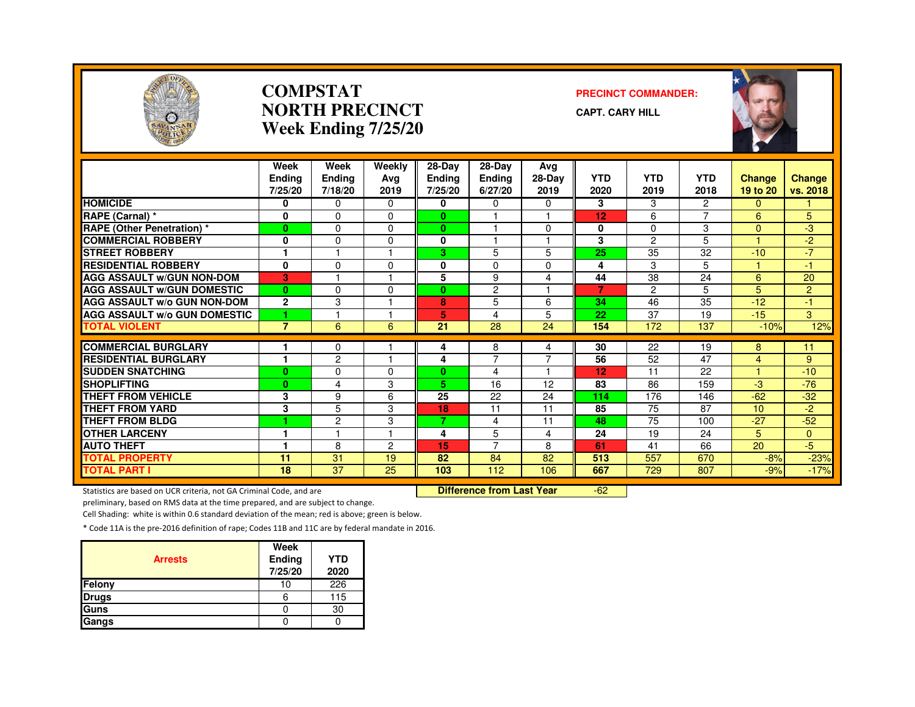# COMPSTAT
# NORTH PRECINCT
# Week Ending 7/25/20

**PRECINCT COMMANDER:**

**CAPT. CARY HILL**

| | Week Ending 7/25/20 | Week Ending 7/18/20 | Weekly Avg 2019 | 28-Day Ending 7/25/20 | 28-Day Ending 6/27/20 | Avg 28-Day 2019 | YTD 2020 | YTD 2019 | YTD 2018 | Change 19 to 20 | Change vs. 2018 |
|---|---|---|---|---|---|---|---|---|---|---|---|
| HOMICIDE | 0 | 0 | 0 | 0 | 0 | 0 | 3 | 3 | 2 | 0 | 1 |
| RAPE (Carnal) * | 0 | 0 | 0 | 0 | 1 | 1 | 12 | 6 | 7 | 6 | 5 |
| RAPE (Other Penetration) * | 0 | 0 | 0 | 0 | 1 | 0 | 0 | 0 | 3 | 0 | -3 |
| COMMERCIAL ROBBERY | 0 | 0 | 0 | 0 | 1 | 1 | 3 | 2 | 5 | 1 | -2 |
| STREET ROBBERY | 1 | 1 | 1 | 3 | 5 | 5 | 25 | 35 | 32 | -10 | -7 |
| RESIDENTIAL ROBBERY | 0 | 0 | 0 | 0 | 0 | 0 | 4 | 3 | 5 | 1 | -1 |
| AGG ASSAULT w/GUN NON-DOM | 3 | 1 | 1 | 5 | 9 | 4 | 44 | 38 | 24 | 6 | 20 |
| AGG ASSAULT w/GUN DOMESTIC | 0 | 0 | 0 | 0 | 2 | 1 | 7 | 2 | 5 | 5 | 2 |
| AGG ASSAULT w/o GUN NON-DOM | 2 | 3 | 1 | 8 | 5 | 6 | 34 | 46 | 35 | -12 | -1 |
| AGG ASSAULT w/o GUN DOMESTIC | 1 | 1 | 1 | 5 | 4 | 5 | 22 | 37 | 19 | -15 | 3 |
| TOTAL VIOLENT | 7 | 6 | 6 | 21 | 28 | 24 | 154 | 172 | 137 | -10% | 12% |
| COMMERCIAL BURGLARY | 1 | 0 | 1 | 4 | 8 | 4 | 30 | 22 | 19 | 8 | 11 |
| RESIDENTIAL BURGLARY | 1 | 2 | 1 | 4 | 7 | 7 | 56 | 52 | 47 | 4 | 9 |
| SUDDEN SNATCHING | 0 | 0 | 0 | 0 | 4 | 1 | 12 | 11 | 22 | 1 | -10 |
| SHOPLIFTING | 0 | 4 | 3 | 5 | 16 | 12 | 83 | 86 | 159 | -3 | -76 |
| THEFT FROM VEHICLE | 3 | 9 | 6 | 25 | 22 | 24 | 114 | 176 | 146 | -62 | -32 |
| THEFT FROM YARD | 3 | 5 | 3 | 18 | 11 | 11 | 85 | 75 | 87 | 10 | -2 |
| THEFT FROM BLDG | 1 | 2 | 3 | 7 | 4 | 11 | 48 | 75 | 100 | -27 | -52 |
| OTHER LARCENY | 1 | 1 | 1 | 4 | 5 | 4 | 24 | 19 | 24 | 5 | 0 |
| AUTO THEFT | 1 | 8 | 2 | 15 | 7 | 8 | 61 | 41 | 66 | 20 | -5 |
| TOTAL PROPERTY | 11 | 31 | 19 | 82 | 84 | 82 | 513 | 557 | 670 | -8% | -23% |
| TOTAL PART I | 18 | 37 | 25 | 103 | 112 | 106 | 667 | 729 | 807 | -9% | -17% |

**Difference from Last Year** -62

Statistics are based on UCR criteria, not GA Criminal Code, and are preliminary, based on RMS data at the time prepared, and are subject to change.

Cell Shading: white is within 0.6 standard deviation of the mean; red is above; green is below.

* Code 11A is the pre-2016 definition of rape; Codes 11B and 11C are by federal mandate in 2016.

| Arrests | Week Ending 7/25/20 | YTD 2020 |
|---|---|---|
| Felony | 10 | 226 |
| Drugs | 6 | 115 |
| Guns | 0 | 30 |
| Gangs | 0 | 0 |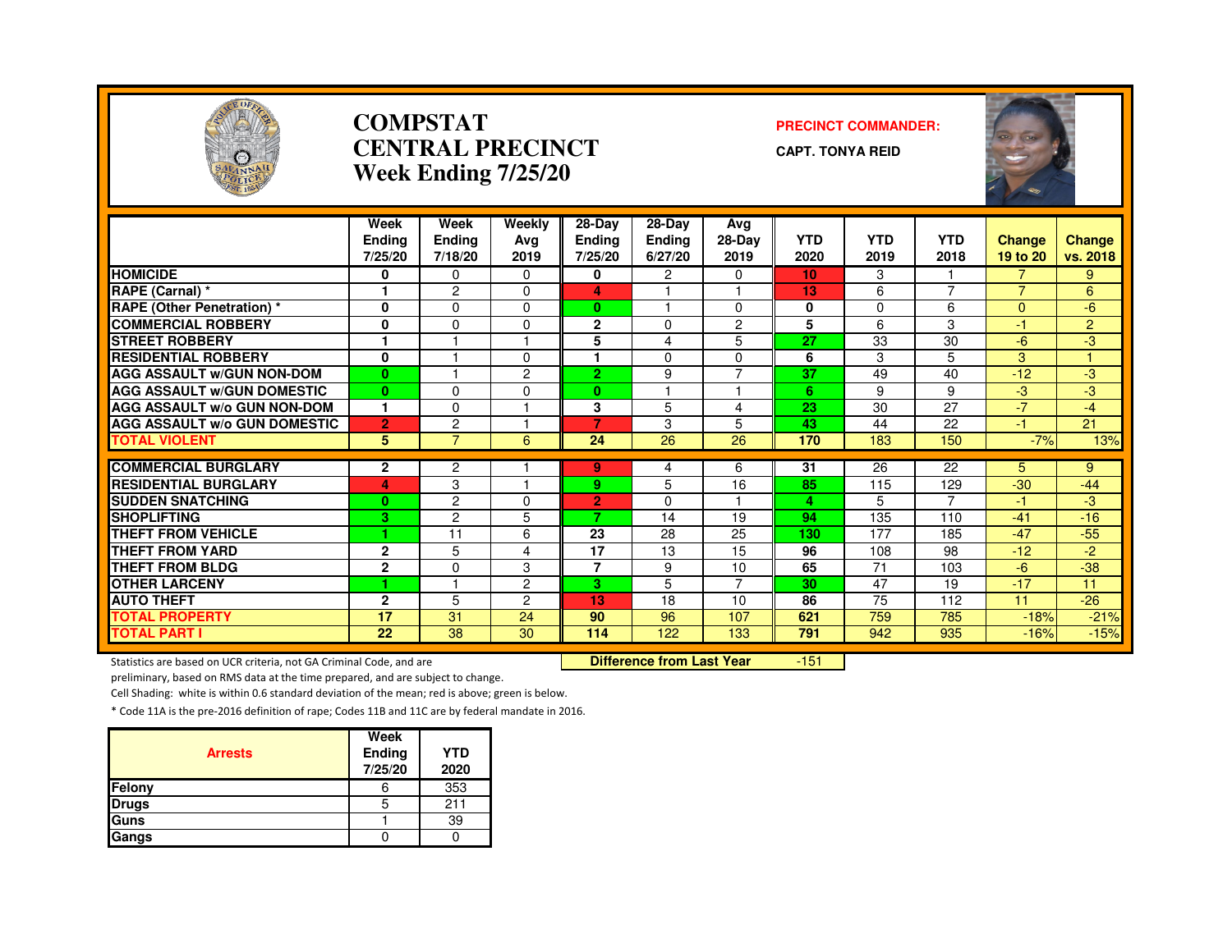# COMPSTAT
# CENTRAL PRECINCT
## Week Ending 7/25/20

**PRECINCT COMMANDER:**

**CAPT. TONYA REID**

| | Week Ending 7/25/20 | Week Ending 7/18/20 | Weekly Avg 2019 | 28-Day Ending 7/25/20 | 28-Day Ending 6/27/20 | Avg 28-Day 2019 | YTD 2020 | YTD 2019 | YTD 2018 | Change 19 to 20 | Change vs. 2018 |
|---|---|---|---|---|---|---|---|---|---|---|---|
| HOMICIDE | 0 | 0 | 0 | 0 | 2 | 0 | 10 | 3 | 1 | 7 | 9 |
| RAPE (Carnal) * | 1 | 2 | 0 | 4 | 1 | 1 | 13 | 6 | 7 | 7 | 6 |
| RAPE (Other Penetration) * | 0 | 0 | 0 | 0 | 1 | 0 | 0 | 0 | 6 | 0 | -6 |
| COMMERCIAL ROBBERY | 0 | 0 | 0 | 2 | 0 | 2 | 5 | 6 | 3 | -1 | 2 |
| STREET ROBBERY | 1 | 1 | 1 | 5 | 4 | 5 | 27 | 33 | 30 | -6 | -3 |
| RESIDENTIAL ROBBERY | 0 | 1 | 0 | 1 | 0 | 0 | 6 | 3 | 5 | 3 | 1 |
| AGG ASSAULT w/GUN NON-DOM | 0 | 1 | 2 | 2 | 9 | 7 | 37 | 49 | 40 | -12 | -3 |
| AGG ASSAULT w/GUN DOMESTIC | 0 | 0 | 0 | 0 | 1 | 1 | 6 | 9 | 9 | -3 | -3 |
| AGG ASSAULT w/o GUN NON-DOM | 1 | 0 | 1 | 3 | 5 | 4 | 23 | 30 | 27 | -7 | -4 |
| AGG ASSAULT w/o GUN DOMESTIC | 2 | 2 | 1 | 7 | 3 | 5 | 43 | 44 | 22 | -1 | 21 |
| TOTAL VIOLENT | 5 | 7 | 6 | 24 | 26 | 26 | 170 | 183 | 150 | -7% | 13% |
| COMMERCIAL BURGLARY | 2 | 2 | 1 | 9 | 4 | 6 | 31 | 26 | 22 | 5 | 9 |
| RESIDENTIAL BURGLARY | 4 | 3 | 1 | 9 | 5 | 16 | 85 | 115 | 129 | -30 | -44 |
| SUDDEN SNATCHING | 0 | 2 | 0 | 2 | 0 | 1 | 4 | 5 | 7 | -1 | -3 |
| SHOPLIFTING | 3 | 2 | 5 | 7 | 14 | 19 | 94 | 135 | 110 | -41 | -16 |
| THEFT FROM VEHICLE | 1 | 11 | 6 | 23 | 28 | 25 | 130 | 177 | 185 | -47 | -55 |
| THEFT FROM YARD | 2 | 5 | 4 | 17 | 13 | 15 | 96 | 108 | 98 | -12 | -2 |
| THEFT FROM BLDG | 2 | 0 | 3 | 7 | 9 | 10 | 65 | 71 | 103 | -6 | -38 |
| OTHER LARCENY | 1 | 1 | 2 | 3 | 5 | 7 | 30 | 47 | 19 | -17 | 11 |
| AUTO THEFT | 2 | 5 | 2 | 13 | 18 | 10 | 86 | 75 | 112 | 11 | -26 |
| TOTAL PROPERTY | 17 | 31 | 24 | 90 | 96 | 107 | 621 | 759 | 785 | -18% | -21% |
| TOTAL PART I | 22 | 38 | 30 | 114 | 122 | 133 | 791 | 942 | 935 | -16% | -15% |

**Difference from Last Year** -151

Statistics are based on UCR criteria, not GA Criminal Code, and are preliminary, based on RMS data at the time prepared, and are subject to change.

Cell Shading: white is within 0.6 standard deviation of the mean; red is above; green is below.

* Code 11A is the pre-2016 definition of rape; Codes 11B and 11C are by federal mandate in 2016.

| Arrests | Week Ending 7/25/20 | YTD 2020 |
|---|---|---|
| Felony | 6 | 353 |
| Drugs | 5 | 211 |
| Guns | 1 | 39 |
| Gangs | 0 | 0 |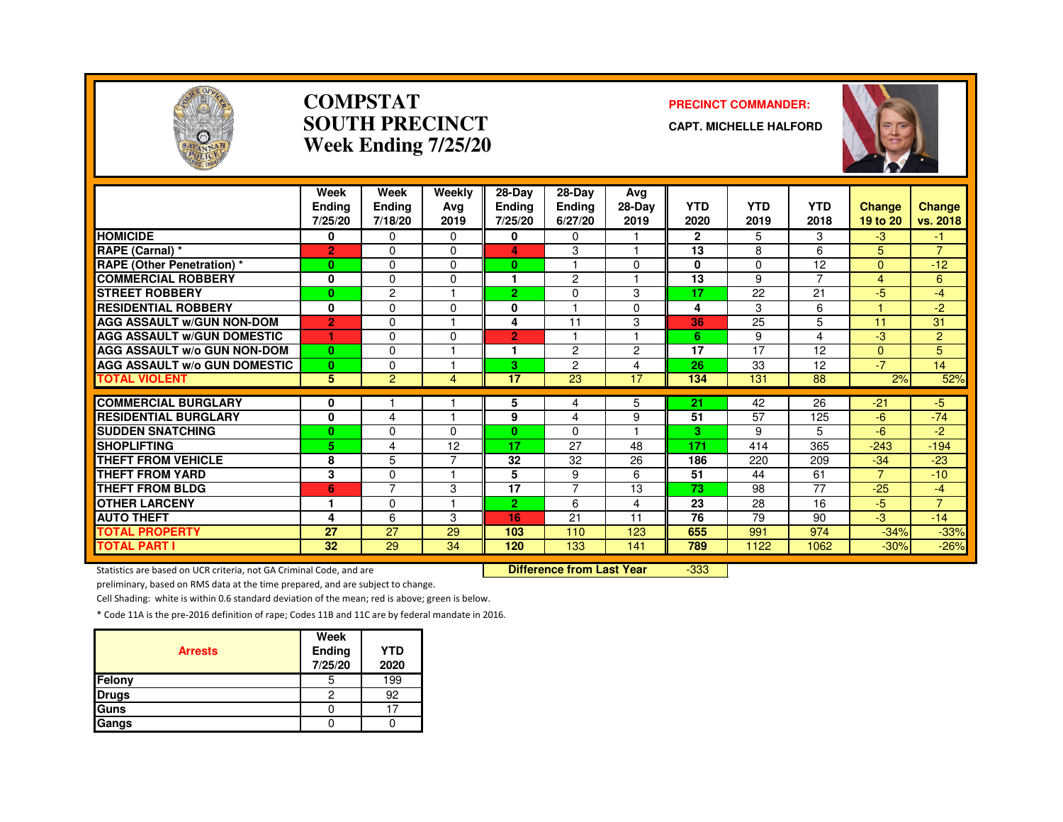# COMPSTAT
# SOUTH PRECINCT
# Week Ending 7/25/20

**PRECINCT COMMANDER:**

**CAPT. MICHELLE HALFORD**

| | Week Ending 7/25/20 | Week Ending 7/18/20 | Weekly Avg 2019 | 28-Day Ending 7/25/20 | 28-Day Ending 6/27/20 | Avg 28-Day 2019 | YTD 2020 | YTD 2019 | YTD 2018 | Change 19 to 20 | Change vs. 2018 |
|---|---|---|---|---|---|---|---|---|---|---|---|
| **HOMICIDE** | 0 | 0 | 0 | 0 | 0 | 1 | 2 | 5 | 3 | -3 | -1 |
| **RAPE (Carnal) *** | 2 | 0 | 0 | 4 | 3 | 1 | 13 | 8 | 6 | 5 | 7 |
| **RAPE (Other Penetration) *** | 0 | 0 | 0 | 0 | 1 | 0 | 0 | 0 | 12 | 0 | -12 |
| **COMMERCIAL ROBBERY** | 0 | 0 | 0 | 1 | 2 | 1 | 13 | 9 | 7 | 4 | 6 |
| **STREET ROBBERY** | 0 | 2 | 1 | 2 | 0 | 3 | 17 | 22 | 21 | -5 | -4 |
| **RESIDENTIAL ROBBERY** | 0 | 0 | 0 | 0 | 1 | 0 | 4 | 3 | 6 | 1 | -2 |
| **AGG ASSAULT w/GUN NON-DOM** | 2 | 0 | 1 | 4 | 11 | 3 | 36 | 25 | 5 | 11 | 31 |
| **AGG ASSAULT w/GUN DOMESTIC** | 1 | 0 | 0 | 2 | 1 | 1 | 6 | 9 | 4 | -3 | 2 |
| **AGG ASSAULT w/o GUN NON-DOM** | 0 | 0 | 1 | 1 | 2 | 2 | 17 | 17 | 12 | 0 | 5 |
| **AGG ASSAULT w/o GUN DOMESTIC** | 0 | 0 | 1 | 3 | 2 | 4 | 26 | 33 | 12 | -7 | 14 |
| **TOTAL VIOLENT** | 5 | 2 | 4 | 17 | 23 | 17 | 134 | 131 | 88 | 2% | 52% |
| **COMMERCIAL BURGLARY** | 0 | 1 | 1 | 5 | 4 | 5 | 21 | 42 | 26 | -21 | -5 |
| **RESIDENTIAL BURGLARY** | 0 | 4 | 1 | 9 | 4 | 9 | 51 | 57 | 125 | -6 | -74 |
| **SUDDEN SNATCHING** | 0 | 0 | 0 | 0 | 0 | 1 | 3 | 9 | 5 | -6 | -2 |
| **SHOPLIFTING** | 5 | 4 | 12 | 17 | 27 | 48 | 171 | 414 | 365 | -243 | -194 |
| **THEFT FROM VEHICLE** | 8 | 5 | 7 | 32 | 32 | 26 | 186 | 220 | 209 | -34 | -23 |
| **THEFT FROM YARD** | 3 | 0 | 1 | 5 | 9 | 6 | 51 | 44 | 61 | 7 | -10 |
| **THEFT FROM BLDG** | 6 | 7 | 3 | 17 | 7 | 13 | 73 | 98 | 77 | -25 | -4 |
| **OTHER LARCENY** | 1 | 0 | 1 | 2 | 6 | 4 | 23 | 28 | 16 | -5 | 7 |
| **AUTO THEFT** | 4 | 6 | 3 | 16 | 21 | 11 | 76 | 79 | 90 | -3 | -14 |
| **TOTAL PROPERTY** | 27 | 27 | 29 | 103 | 110 | 123 | 655 | 991 | 974 | -34% | -33% |
| **TOTAL PART I** | 32 | 29 | 34 | 120 | 133 | 141 | 789 | 1122 | 1062 | -30% | -26% |

**Difference from Last Year** -333

Statistics are based on UCR criteria, not GA Criminal Code, and are preliminary, based on RMS data at the time prepared, and are subject to change.

Cell Shading: white is within 0.6 standard deviation of the mean; red is above; green is below.

* Code 11A is the pre-2016 definition of rape; Codes 11B and 11C are by federal mandate in 2016.

| Arrests | Week Ending 7/25/20 | YTD 2020 |
|---|---|---|
| Felony | 5 | 199 |
| Drugs | 2 | 92 |
| Guns | 0 | 17 |
| Gangs | 0 | 0 |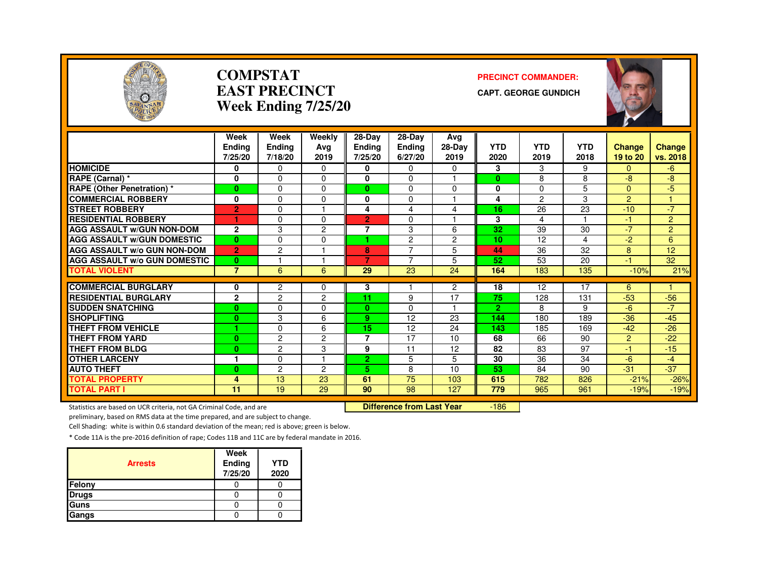# COMPSTAT
# EAST PRECINCT
# Week Ending 7/25/20

**PRECINCT COMMANDER:**

**CAPT. GEORGE GUNDICH**

| | Week Ending 7/25/20 | Week Ending 7/18/20 | Weekly Avg 2019 | 28-Day Ending 7/25/20 | 28-Day Ending 6/27/20 | Avg 28-Day 2019 | YTD 2020 | YTD 2019 | YTD 2018 | Change 19 to 20 | Change vs. 2018 |
|---|---|---|---|---|---|---|---|---|---|---|---|
| HOMICIDE | 0 | 0 | 0 | 0 | 0 | 0 | 3 | 3 | 9 | 0 | -6 |
| RAPE (Carnal) * | 0 | 0 | 0 | 0 | 0 | 1 | 0 | 8 | 8 | -8 | -8 |
| RAPE (Other Penetration) * | 0 | 0 | 0 | 0 | 0 | 0 | 0 | 0 | 5 | 0 | -5 |
| COMMERCIAL ROBBERY | 0 | 0 | 0 | 0 | 0 | 1 | 4 | 2 | 3 | 2 | 1 |
| STREET ROBBERY | 2 | 0 | 1 | 4 | 4 | 4 | 16 | 26 | 23 | -10 | -7 |
| RESIDENTIAL ROBBERY | 1 | 0 | 0 | 2 | 0 | 1 | 3 | 4 | 1 | -1 | 2 |
| AGG ASSAULT w/GUN NON-DOM | 2 | 3 | 2 | 7 | 3 | 6 | 32 | 39 | 30 | -7 | 2 |
| AGG ASSAULT w/GUN DOMESTIC | 0 | 0 | 0 | 1 | 2 | 2 | 10 | 12 | 4 | -2 | 6 |
| AGG ASSAULT w/o GUN NON-DOM | 2 | 2 | 1 | 8 | 7 | 5 | 44 | 36 | 32 | 8 | 12 |
| AGG ASSAULT w/o GUN DOMESTIC | 0 | 1 | 1 | 7 | 7 | 5 | 52 | 53 | 20 | -1 | 32 |
| TOTAL VIOLENT | 7 | 6 | 6 | 29 | 23 | 24 | 164 | 183 | 135 | -10% | 21% |
| COMMERCIAL BURGLARY | 0 | 2 | 0 | 3 | 1 | 2 | 18 | 12 | 17 | 6 | 1 |
| RESIDENTIAL BURGLARY | 2 | 2 | 2 | 11 | 9 | 17 | 75 | 128 | 131 | -53 | -56 |
| SUDDEN SNATCHING | 0 | 0 | 0 | 0 | 0 | 1 | 2 | 8 | 9 | -6 | -7 |
| SHOPLIFTING | 0 | 3 | 6 | 9 | 12 | 23 | 144 | 180 | 189 | -36 | -45 |
| THEFT FROM VEHICLE | 1 | 0 | 6 | 15 | 12 | 24 | 143 | 185 | 169 | -42 | -26 |
| THEFT FROM YARD | 0 | 2 | 2 | 7 | 17 | 10 | 68 | 66 | 90 | 2 | -22 |
| THEFT FROM BLDG | 0 | 2 | 3 | 9 | 11 | 12 | 82 | 83 | 97 | -1 | -15 |
| OTHER LARCENY | 1 | 0 | 1 | 2 | 5 | 5 | 30 | 36 | 34 | -6 | -4 |
| AUTO THEFT | 0 | 2 | 2 | 5 | 8 | 10 | 53 | 84 | 90 | -31 | -37 |
| TOTAL PROPERTY | 4 | 13 | 23 | 61 | 75 | 103 | 615 | 782 | 826 | -21% | -26% |
| TOTAL PART I | 11 | 19 | 29 | 90 | 98 | 127 | 779 | 965 | 961 | -19% | -19% |

**Difference from Last Year** -186

Statistics are based on UCR criteria, not GA Criminal Code, and are preliminary, based on RMS data at the time prepared, and are subject to change.

Cell Shading: white is within 0.6 standard deviation of the mean; red is above; green is below.

* Code 11A is the pre-2016 definition of rape; Codes 11B and 11C are by federal mandate in 2016.

| Arrests | Week Ending 7/25/20 | YTD 2020 |
|---|---|---|
| Felony | 0 | 0 |
| Drugs | 0 | 0 |
| Guns | 0 | 0 |
| Gangs | 0 | 0 |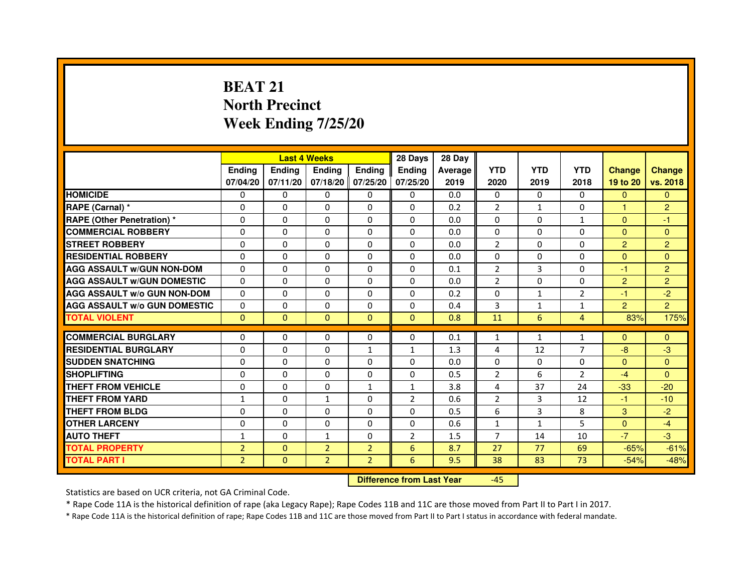# BEAT 21
# North Precinct
# Week Ending 7/25/20

| | Last 4 Weeks | | | | 28 Days | 28 Day | | | | | |
|---|---|---|---|---|---|---|---|---|---|---|---|
| | Ending 07/04/20 | Ending 07/11/20 | Ending 07/18/20 | Ending 07/25/20 | Ending 07/25/20 | Average 2019 | YTD 2020 | YTD 2019 | YTD 2018 | Change 19 to 20 | Change vs. 2018 |
| HOMICIDE | 0 | 0 | 0 | 0 | 0 | 0.0 | 0 | 0 | 0 | 0 | 0 |
| RAPE (Carnal) * | 0 | 0 | 0 | 0 | 0 | 0.2 | 2 | 1 | 0 | 1 | 2 |
| RAPE (Other Penetration) * | 0 | 0 | 0 | 0 | 0 | 0.0 | 0 | 0 | 1 | 0 | -1 |
| COMMERCIAL ROBBERY | 0 | 0 | 0 | 0 | 0 | 0.0 | 0 | 0 | 0 | 0 | 0 |
| STREET ROBBERY | 0 | 0 | 0 | 0 | 0 | 0.0 | 2 | 0 | 0 | 2 | 2 |
| RESIDENTIAL ROBBERY | 0 | 0 | 0 | 0 | 0 | 0.0 | 0 | 0 | 0 | 0 | 0 |
| AGG ASSAULT w/GUN NON-DOM | 0 | 0 | 0 | 0 | 0 | 0.1 | 2 | 3 | 0 | -1 | 2 |
| AGG ASSAULT w/GUN DOMESTIC | 0 | 0 | 0 | 0 | 0 | 0.0 | 2 | 0 | 0 | 2 | 2 |
| AGG ASSAULT w/o GUN NON-DOM | 0 | 0 | 0 | 0 | 0 | 0.2 | 0 | 1 | 2 | -1 | -2 |
| AGG ASSAULT w/o GUN DOMESTIC | 0 | 0 | 0 | 0 | 0 | 0.4 | 3 | 1 | 1 | 2 | 2 |
| TOTAL VIOLENT | 0 | 0 | 0 | 0 | 0 | 0.8 | 11 | 6 | 4 | 83% | 175% |
| COMMERCIAL BURGLARY | 0 | 0 | 0 | 0 | 0 | 0.1 | 1 | 1 | 1 | 0 | 0 |
| RESIDENTIAL BURGLARY | 0 | 0 | 0 | 1 | 1 | 1.3 | 4 | 12 | 7 | -8 | -3 |
| SUDDEN SNATCHING | 0 | 0 | 0 | 0 | 0 | 0.0 | 0 | 0 | 0 | 0 | 0 |
| SHOPLIFTING | 0 | 0 | 0 | 0 | 0 | 0.5 | 2 | 6 | 2 | -4 | 0 |
| THEFT FROM VEHICLE | 0 | 0 | 0 | 1 | 1 | 3.8 | 4 | 37 | 24 | -33 | -20 |
| THEFT FROM YARD | 1 | 0 | 1 | 0 | 2 | 0.6 | 2 | 3 | 12 | -1 | -10 |
| THEFT FROM BLDG | 0 | 0 | 0 | 0 | 0 | 0.5 | 6 | 3 | 8 | 3 | -2 |
| OTHER LARCENY | 0 | 0 | 0 | 0 | 0 | 0.6 | 1 | 1 | 5 | 0 | -4 |
| AUTO THEFT | 1 | 0 | 1 | 0 | 2 | 1.5 | 7 | 14 | 10 | -7 | -3 |
| TOTAL PROPERTY | 2 | 0 | 2 | 2 | 6 | 8.7 | 27 | 77 | 69 | -65% | -61% |
| TOTAL PART I | 2 | 0 | 2 | 2 | 6 | 9.5 | 38 | 83 | 73 | -54% | -48% |

**Difference from Last Year** -45

Statistics are based on UCR criteria, not GA Criminal Code.

* Rape Code 11A is the historical definition of rape (aka Legacy Rape); Rape Codes 11B and 11C are those moved from Part II to Part I in 2017.

* Rape Code 11A is the historical definition of rape; Rape Codes 11B and 11C are those moved from Part II to Part I status in accordance with federal mandate.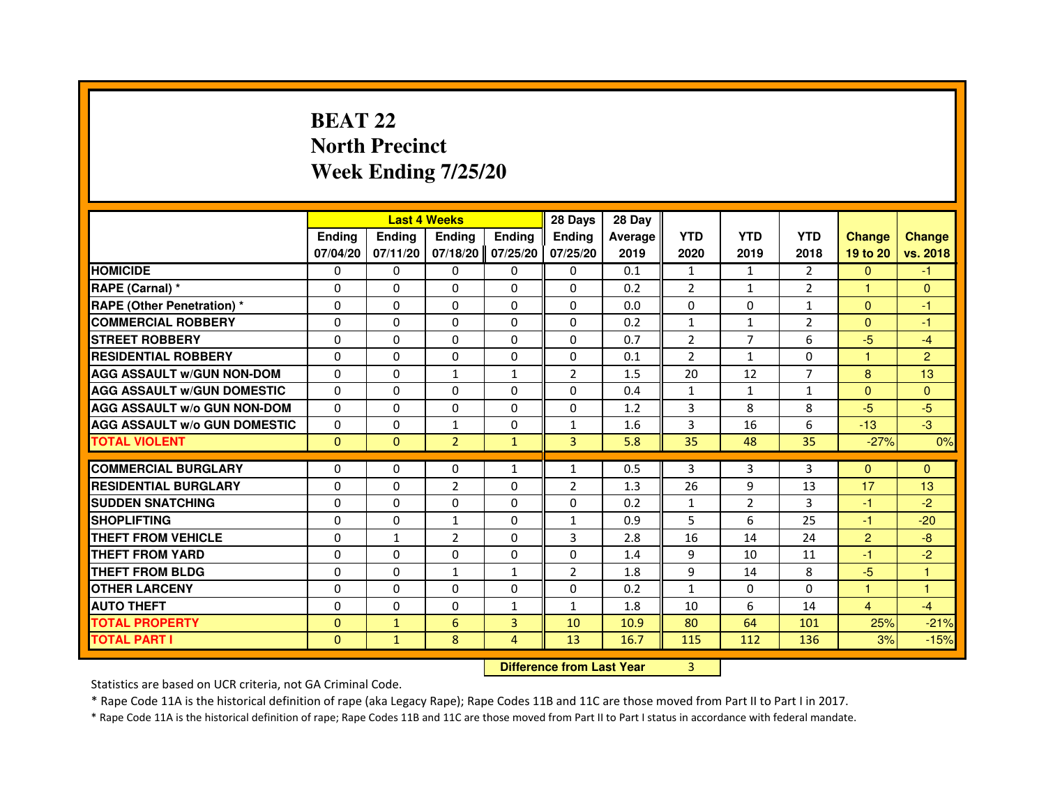# BEAT 22
# North Precinct
# Week Ending 7/25/20

| | Last 4 Weeks | | | | 28 Days | 28 Day | | | | | |
|---|---|---|---|---|---|---|---|---|---|---|---|
| | Ending 07/04/20 | Ending 07/11/20 | Ending 07/18/20 | Ending 07/25/20 | Ending 07/25/20 | Average 2019 | YTD 2020 | YTD 2019 | YTD 2018 | Change 19 to 20 | Change vs. 2018 |
| HOMICIDE | 0 | 0 | 0 | 0 | 0 | 0.1 | 1 | 1 | 2 | 0 | -1 |
| RAPE (Carnal) * | 0 | 0 | 0 | 0 | 0 | 0.2 | 2 | 1 | 2 | 1 | 0 |
| RAPE (Other Penetration) * | 0 | 0 | 0 | 0 | 0 | 0.0 | 0 | 0 | 1 | 0 | -1 |
| COMMERCIAL ROBBERY | 0 | 0 | 0 | 0 | 0 | 0.2 | 1 | 1 | 2 | 0 | -1 |
| STREET ROBBERY | 0 | 0 | 0 | 0 | 0 | 0.7 | 2 | 7 | 6 | -5 | -4 |
| RESIDENTIAL ROBBERY | 0 | 0 | 0 | 0 | 0 | 0.1 | 2 | 1 | 0 | 1 | 2 |
| AGG ASSAULT w/GUN NON-DOM | 0 | 0 | 1 | 1 | 2 | 1.5 | 20 | 12 | 7 | 8 | 13 |
| AGG ASSAULT w/GUN DOMESTIC | 0 | 0 | 0 | 0 | 0 | 0.4 | 1 | 1 | 1 | 0 | 0 |
| AGG ASSAULT w/o GUN NON-DOM | 0 | 0 | 0 | 0 | 0 | 1.2 | 3 | 8 | 8 | -5 | -5 |
| AGG ASSAULT w/o GUN DOMESTIC | 0 | 0 | 1 | 0 | 1 | 1.6 | 3 | 16 | 6 | -13 | -3 |
| TOTAL VIOLENT | 0 | 0 | 2 | 1 | 3 | 5.8 | 35 | 48 | 35 | -27% | 0% |
| COMMERCIAL BURGLARY | 0 | 0 | 0 | 1 | 1 | 0.5 | 3 | 3 | 3 | 0 | 0 |
| RESIDENTIAL BURGLARY | 0 | 0 | 2 | 0 | 2 | 1.3 | 26 | 9 | 13 | 17 | 13 |
| SUDDEN SNATCHING | 0 | 0 | 0 | 0 | 0 | 0.2 | 1 | 2 | 3 | -1 | -2 |
| SHOPLIFTING | 0 | 0 | 1 | 0 | 1 | 0.9 | 5 | 6 | 25 | -1 | -20 |
| THEFT FROM VEHICLE | 0 | 1 | 2 | 0 | 3 | 2.8 | 16 | 14 | 24 | 2 | -8 |
| THEFT FROM YARD | 0 | 0 | 0 | 0 | 0 | 1.4 | 9 | 10 | 11 | -1 | -2 |
| THEFT FROM BLDG | 0 | 0 | 1 | 1 | 2 | 1.8 | 9 | 14 | 8 | -5 | 1 |
| OTHER LARCENY | 0 | 0 | 0 | 0 | 0 | 0.2 | 1 | 0 | 0 | 1 | 1 |
| AUTO THEFT | 0 | 0 | 0 | 1 | 1 | 1.8 | 10 | 6 | 14 | 4 | -4 |
| TOTAL PROPERTY | 0 | 1 | 6 | 3 | 10 | 10.9 | 80 | 64 | 101 | 25% | -21% |
| TOTAL PART I | 0 | 1 | 8 | 4 | 13 | 16.7 | 115 | 112 | 136 | 3% | -15% |

**Difference from Last Year** 3

Statistics are based on UCR criteria, not GA Criminal Code.

* Rape Code 11A is the historical definition of rape (aka Legacy Rape); Rape Codes 11B and 11C are those moved from Part II to Part I in 2017.

* Rape Code 11A is the historical definition of rape; Rape Codes 11B and 11C are those moved from Part II to Part I status in accordance with federal mandate.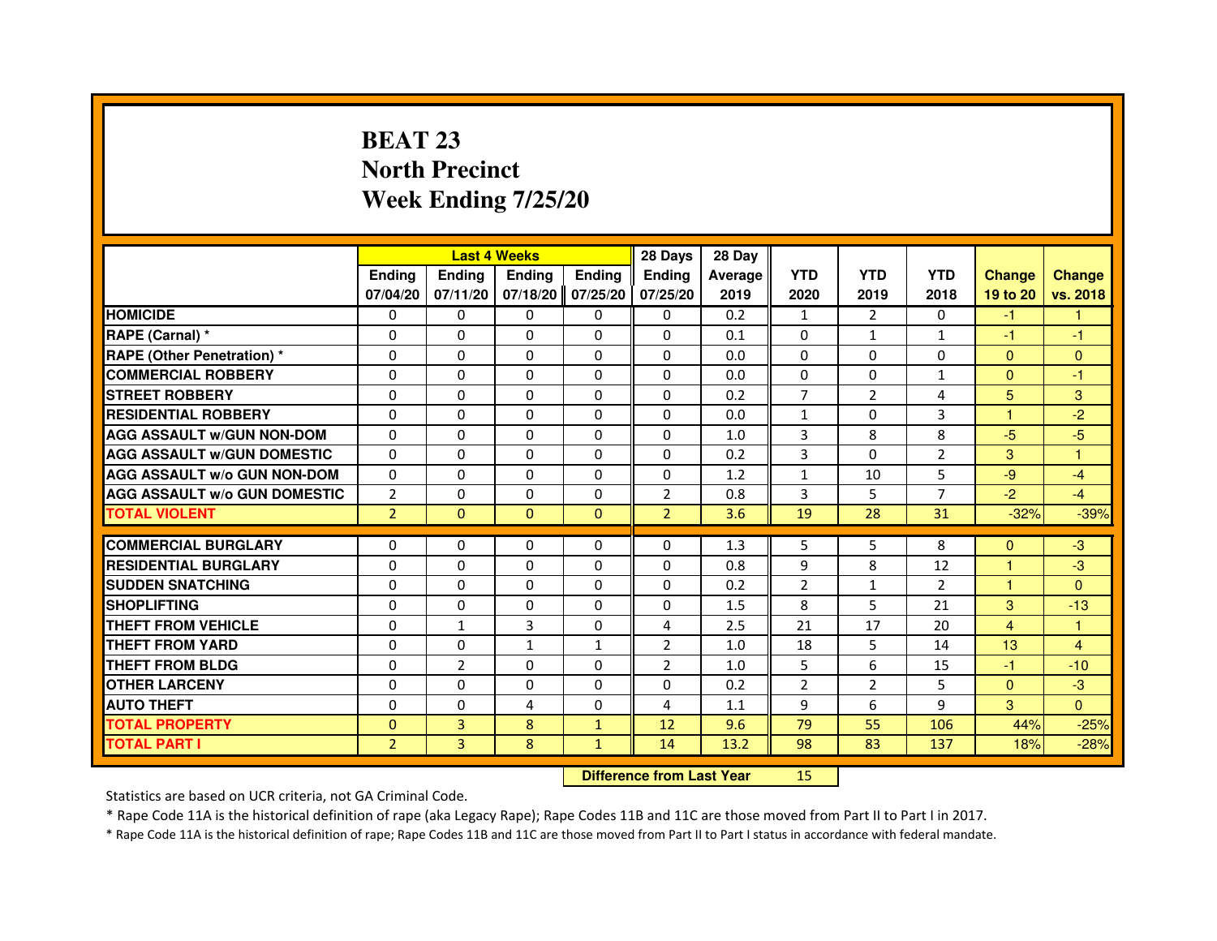# BEAT 23
# North Precinct
# Week Ending 7/25/20

| | Last 4 Weeks | | | | 28 Days | 28 Day | | | | | |
|---|---|---|---|---|---|---|---|---|---|---|---|
| | Ending 07/04/20 | Ending 07/11/20 | Ending 07/18/20 | Ending 07/25/20 | Ending 07/25/20 | Average 2019 | YTD 2020 | YTD 2019 | YTD 2018 | Change 19 to 20 | Change vs. 2018 |
| HOMICIDE | 0 | 0 | 0 | 0 | 0 | 0.2 | 1 | 2 | 0 | -1 | 1 |
| RAPE (Carnal) * | 0 | 0 | 0 | 0 | 0 | 0.1 | 0 | 1 | 1 | -1 | -1 |
| RAPE (Other Penetration) * | 0 | 0 | 0 | 0 | 0 | 0.0 | 0 | 0 | 0 | 0 | 0 |
| COMMERCIAL ROBBERY | 0 | 0 | 0 | 0 | 0 | 0.0 | 0 | 0 | 1 | 0 | -1 |
| STREET ROBBERY | 0 | 0 | 0 | 0 | 0 | 0.2 | 7 | 2 | 4 | 5 | 3 |
| RESIDENTIAL ROBBERY | 0 | 0 | 0 | 0 | 0 | 0.0 | 1 | 0 | 3 | 1 | -2 |
| AGG ASSAULT w/GUN NON-DOM | 0 | 0 | 0 | 0 | 0 | 1.0 | 3 | 8 | 8 | -5 | -5 |
| AGG ASSAULT w/GUN DOMESTIC | 0 | 0 | 0 | 0 | 0 | 0.2 | 3 | 0 | 2 | 3 | 1 |
| AGG ASSAULT w/o GUN NON-DOM | 0 | 0 | 0 | 0 | 0 | 1.2 | 1 | 10 | 5 | -9 | -4 |
| AGG ASSAULT w/o GUN DOMESTIC | 2 | 0 | 0 | 0 | 2 | 0.8 | 3 | 5 | 7 | -2 | -4 |
| TOTAL VIOLENT | 2 | 0 | 0 | 0 | 2 | 3.6 | 19 | 28 | 31 | -32% | -39% |
| COMMERCIAL BURGLARY | 0 | 0 | 0 | 0 | 0 | 1.3 | 5 | 5 | 8 | 0 | -3 |
| RESIDENTIAL BURGLARY | 0 | 0 | 0 | 0 | 0 | 0.8 | 9 | 8 | 12 | 1 | -3 |
| SUDDEN SNATCHING | 0 | 0 | 0 | 0 | 0 | 0.2 | 2 | 1 | 2 | 1 | 0 |
| SHOPLIFTING | 0 | 0 | 0 | 0 | 0 | 1.5 | 8 | 5 | 21 | 3 | -13 |
| THEFT FROM VEHICLE | 0 | 1 | 3 | 0 | 4 | 2.5 | 21 | 17 | 20 | 4 | 1 |
| THEFT FROM YARD | 0 | 0 | 1 | 1 | 2 | 1.0 | 18 | 5 | 14 | 13 | 4 |
| THEFT FROM BLDG | 0 | 2 | 0 | 0 | 2 | 1.0 | 5 | 6 | 15 | -1 | -10 |
| OTHER LARCENY | 0 | 0 | 0 | 0 | 0 | 0.2 | 2 | 2 | 5 | 0 | -3 |
| AUTO THEFT | 0 | 0 | 4 | 0 | 4 | 1.1 | 9 | 6 | 9 | 3 | 0 |
| TOTAL PROPERTY | 0 | 3 | 8 | 1 | 12 | 9.6 | 79 | 55 | 106 | 44% | -25% |
| TOTAL PART I | 2 | 3 | 8 | 1 | 14 | 13.2 | 98 | 83 | 137 | 18% | -28% |

**Difference from Last Year** 15

Statistics are based on UCR criteria, not GA Criminal Code.

* Rape Code 11A is the historical definition of rape (aka Legacy Rape); Rape Codes 11B and 11C are those moved from Part II to Part I in 2017.

* Rape Code 11A is the historical definition of rape; Rape Codes 11B and 11C are those moved from Part II to Part I status in accordance with federal mandate.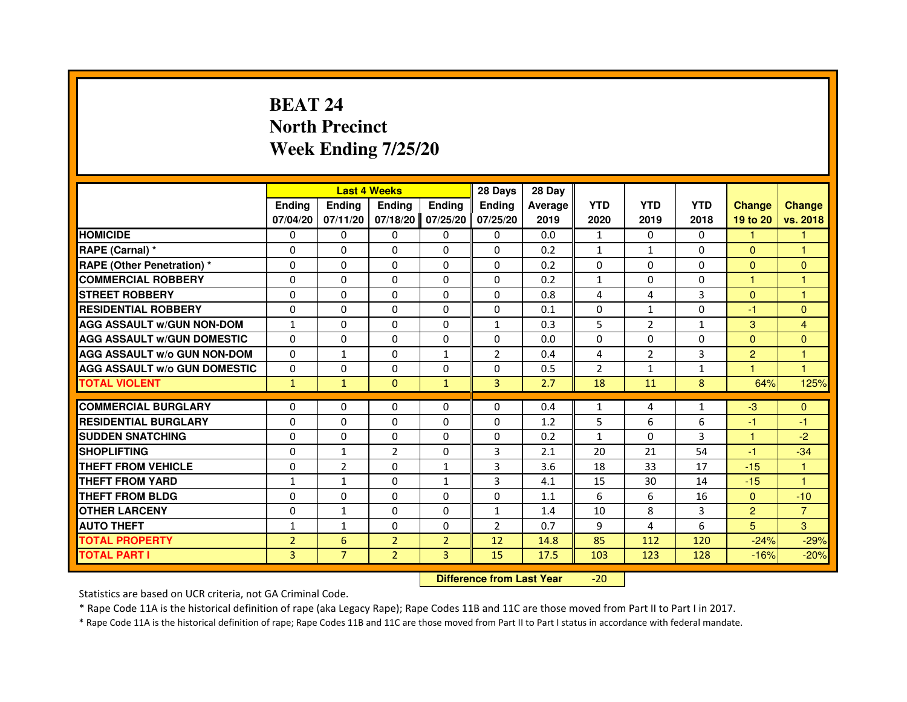# BEAT 24
## North Precinct
## Week Ending 7/25/20

| | Last 4 Weeks | | | | 28 Days | 28 Day | | | | | |
|---|---|---|---|---|---|---|---|---|---|---|---|
| | Ending 07/04/20 | Ending 07/11/20 | Ending 07/18/20 | Ending 07/25/20 | Ending 07/25/20 | Average 2019 | YTD 2020 | YTD 2019 | YTD 2018 | Change 19 to 20 | Change vs. 2018 |
| HOMICIDE | 0 | 0 | 0 | 0 | 0 | 0.0 | 1 | 0 | 0 | 1 | 1 |
| RAPE (Carnal) * | 0 | 0 | 0 | 0 | 0 | 0.2 | 1 | 1 | 0 | 0 | 1 |
| RAPE (Other Penetration) * | 0 | 0 | 0 | 0 | 0 | 0.2 | 0 | 0 | 0 | 0 | 0 |
| COMMERCIAL ROBBERY | 0 | 0 | 0 | 0 | 0 | 0.2 | 1 | 0 | 0 | 1 | 1 |
| STREET ROBBERY | 0 | 0 | 0 | 0 | 0 | 0.8 | 4 | 4 | 3 | 0 | 1 |
| RESIDENTIAL ROBBERY | 0 | 0 | 0 | 0 | 0 | 0.1 | 0 | 1 | 0 | -1 | 0 |
| AGG ASSAULT w/GUN NON-DOM | 1 | 0 | 0 | 0 | 1 | 0.3 | 5 | 2 | 1 | 3 | 4 |
| AGG ASSAULT w/GUN DOMESTIC | 0 | 0 | 0 | 0 | 0 | 0.0 | 0 | 0 | 0 | 0 | 0 |
| AGG ASSAULT w/o GUN NON-DOM | 0 | 1 | 0 | 1 | 2 | 0.4 | 4 | 2 | 3 | 2 | 1 |
| AGG ASSAULT w/o GUN DOMESTIC | 0 | 0 | 0 | 0 | 0 | 0.5 | 2 | 1 | 1 | 1 | 1 |
| TOTAL VIOLENT | 1 | 1 | 0 | 1 | 3 | 2.7 | 18 | 11 | 8 | 64% | 125% |
| COMMERCIAL BURGLARY | 0 | 0 | 0 | 0 | 0 | 0.4 | 1 | 4 | 1 | -3 | 0 |
| RESIDENTIAL BURGLARY | 0 | 0 | 0 | 0 | 0 | 1.2 | 5 | 6 | 6 | -1 | -1 |
| SUDDEN SNATCHING | 0 | 0 | 0 | 0 | 0 | 0.2 | 1 | 0 | 3 | 1 | -2 |
| SHOPLIFTING | 0 | 1 | 2 | 0 | 3 | 2.1 | 20 | 21 | 54 | -1 | -34 |
| THEFT FROM VEHICLE | 0 | 2 | 0 | 1 | 3 | 3.6 | 18 | 33 | 17 | -15 | 1 |
| THEFT FROM YARD | 1 | 1 | 0 | 1 | 3 | 4.1 | 15 | 30 | 14 | -15 | 1 |
| THEFT FROM BLDG | 0 | 0 | 0 | 0 | 0 | 1.1 | 6 | 6 | 16 | 0 | -10 |
| OTHER LARCENY | 0 | 1 | 0 | 0 | 1 | 1.4 | 10 | 8 | 3 | 2 | 7 |
| AUTO THEFT | 1 | 1 | 0 | 0 | 2 | 0.7 | 9 | 4 | 6 | 5 | 3 |
| TOTAL PROPERTY | 2 | 6 | 2 | 2 | 12 | 14.8 | 85 | 112 | 120 | -24% | -29% |
| TOTAL PART I | 3 | 7 | 2 | 3 | 15 | 17.5 | 103 | 123 | 128 | -16% | -20% |

**Difference from Last Year** -20

Statistics are based on UCR criteria, not GA Criminal Code.

* Rape Code 11A is the historical definition of rape (aka Legacy Rape); Rape Codes 11B and 11C are those moved from Part II to Part I in 2017.

* Rape Code 11A is the historical definition of rape; Rape Codes 11B and 11C are those moved from Part II to Part I status in accordance with federal mandate.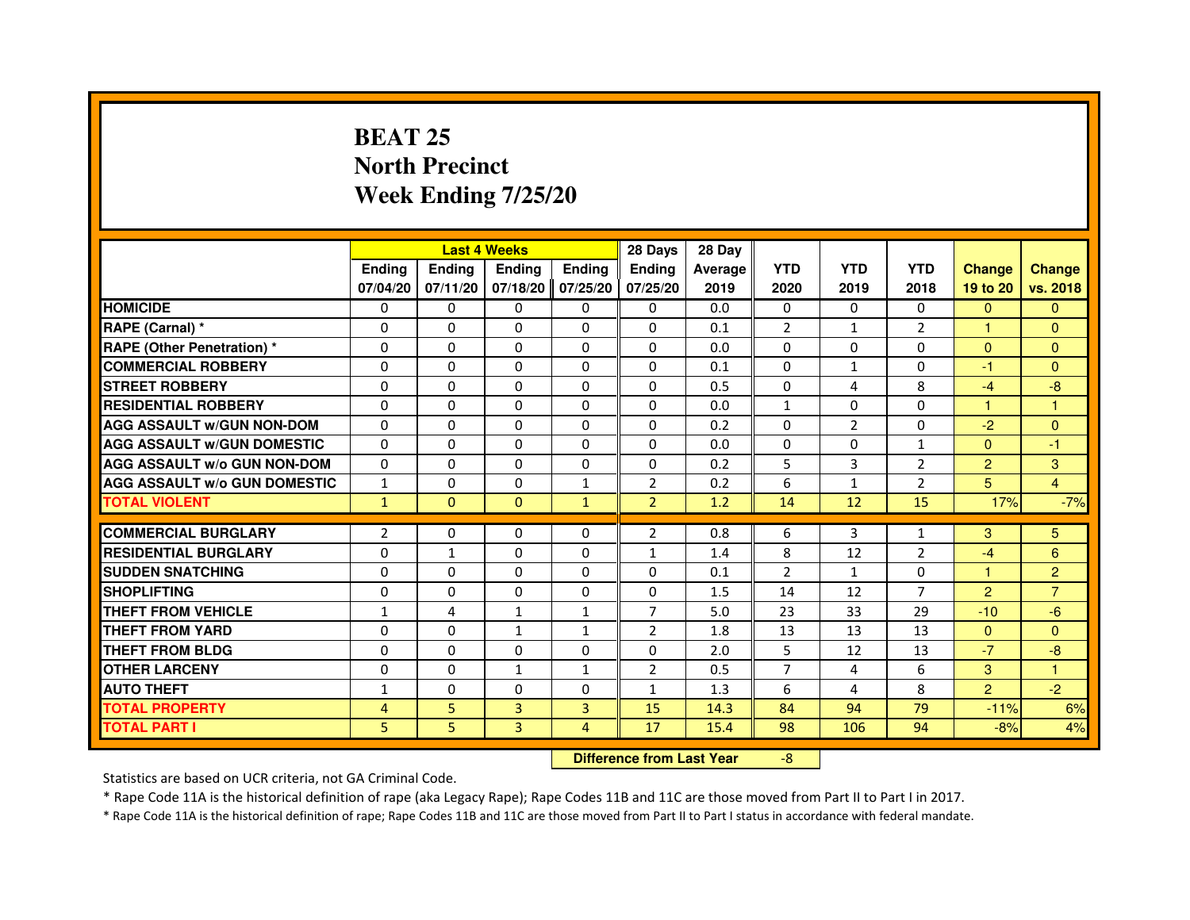# BEAT 25
## North Precinct
## Week Ending 7/25/20

| | Last 4 Weeks | | | | 28 Days | 28 Day | | | | | |
|---|---|---|---|---|---|---|---|---|---|---|---|
| | Ending 07/04/20 | Ending 07/11/20 | Ending 07/18/20 | Ending 07/25/20 | Ending 07/25/20 | Average 2019 | YTD 2020 | YTD 2019 | YTD 2018 | Change 19 to 20 | Change vs. 2018 |
| HOMICIDE | 0 | 0 | 0 | 0 | 0 | 0.0 | 0 | 0 | 0 | 0 | 0 |
| RAPE (Carnal) * | 0 | 0 | 0 | 0 | 0 | 0.1 | 2 | 1 | 2 | 1 | 0 |
| RAPE (Other Penetration) * | 0 | 0 | 0 | 0 | 0 | 0.0 | 0 | 0 | 0 | 0 | 0 |
| COMMERCIAL ROBBERY | 0 | 0 | 0 | 0 | 0 | 0.1 | 0 | 1 | 0 | -1 | 0 |
| STREET ROBBERY | 0 | 0 | 0 | 0 | 0 | 0.5 | 0 | 4 | 8 | -4 | -8 |
| RESIDENTIAL ROBBERY | 0 | 0 | 0 | 0 | 0 | 0.0 | 1 | 0 | 0 | 1 | 1 |
| AGG ASSAULT w/GUN NON-DOM | 0 | 0 | 0 | 0 | 0 | 0.2 | 0 | 2 | 0 | -2 | 0 |
| AGG ASSAULT w/GUN DOMESTIC | 0 | 0 | 0 | 0 | 0 | 0.0 | 0 | 0 | 1 | 0 | -1 |
| AGG ASSAULT w/o GUN NON-DOM | 0 | 0 | 0 | 0 | 0 | 0.2 | 5 | 3 | 2 | 2 | 3 |
| AGG ASSAULT w/o GUN DOMESTIC | 1 | 0 | 0 | 1 | 2 | 0.2 | 6 | 1 | 2 | 5 | 4 |
| TOTAL VIOLENT | 1 | 0 | 0 | 1 | 2 | 1.2 | 14 | 12 | 15 | 17% | -7% |
| COMMERCIAL BURGLARY | 2 | 0 | 0 | 0 | 2 | 0.8 | 6 | 3 | 1 | 3 | 5 |
| RESIDENTIAL BURGLARY | 0 | 1 | 0 | 0 | 1 | 1.4 | 8 | 12 | 2 | -4 | 6 |
| SUDDEN SNATCHING | 0 | 0 | 0 | 0 | 0 | 0.1 | 2 | 1 | 0 | 1 | 2 |
| SHOPLIFTING | 0 | 0 | 0 | 0 | 0 | 1.5 | 14 | 12 | 7 | 2 | 7 |
| THEFT FROM VEHICLE | 1 | 4 | 1 | 1 | 7 | 5.0 | 23 | 33 | 29 | -10 | -6 |
| THEFT FROM YARD | 0 | 0 | 1 | 1 | 2 | 1.8 | 13 | 13 | 13 | 0 | 0 |
| THEFT FROM BLDG | 0 | 0 | 0 | 0 | 0 | 2.0 | 5 | 12 | 13 | -7 | -8 |
| OTHER LARCENY | 0 | 0 | 1 | 1 | 2 | 0.5 | 7 | 4 | 6 | 3 | 1 |
| AUTO THEFT | 1 | 0 | 0 | 0 | 1 | 1.3 | 6 | 4 | 8 | 2 | -2 |
| TOTAL PROPERTY | 4 | 5 | 3 | 3 | 15 | 14.3 | 84 | 94 | 79 | -11% | 6% |
| TOTAL PART I | 5 | 5 | 3 | 4 | 17 | 15.4 | 98 | 106 | 94 | -8% | 4% |

**Difference from Last Year** -8

Statistics are based on UCR criteria, not GA Criminal Code.

* Rape Code 11A is the historical definition of rape (aka Legacy Rape); Rape Codes 11B and 11C are those moved from Part II to Part I in 2017.

* Rape Code 11A is the historical definition of rape; Rape Codes 11B and 11C are those moved from Part II to Part I status in accordance with federal mandate.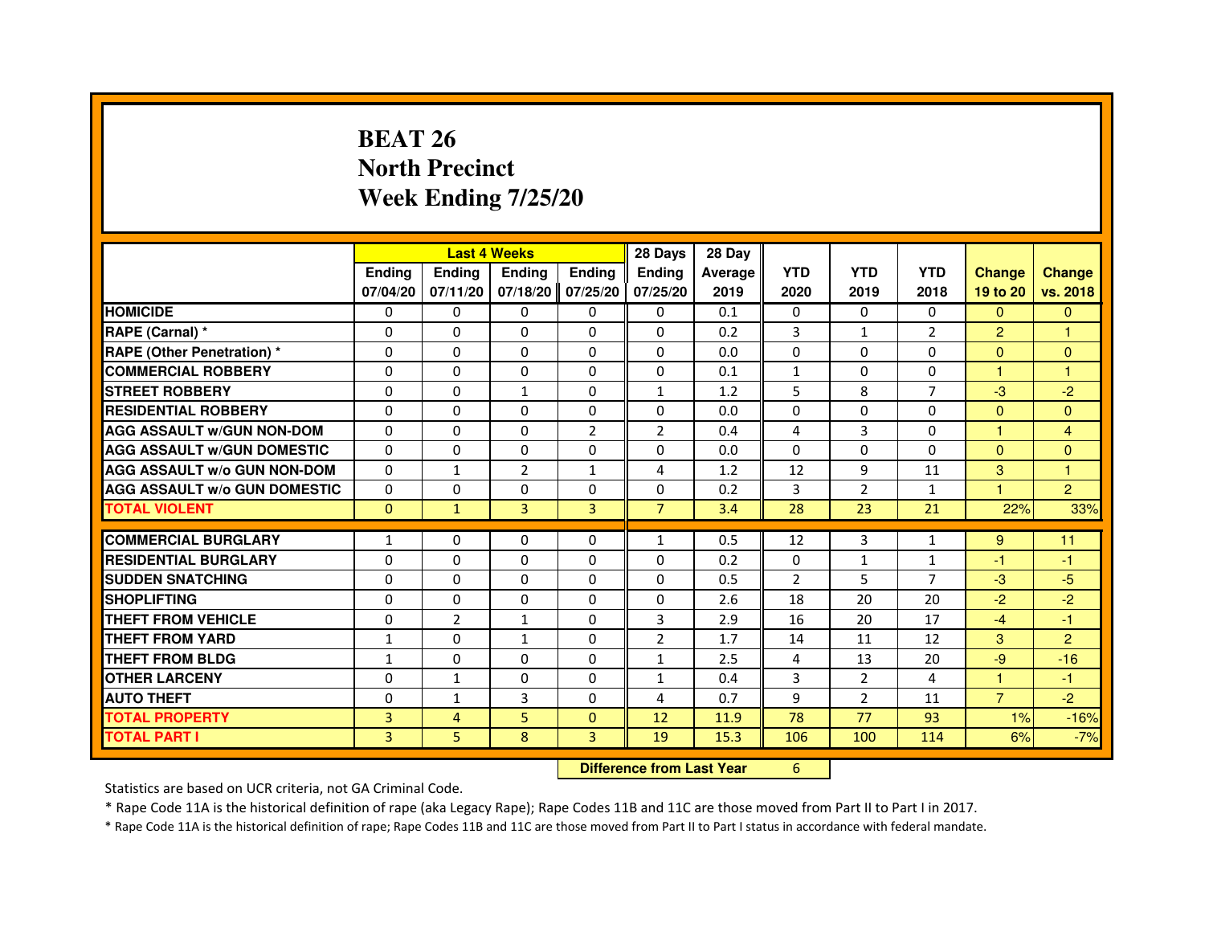# BEAT 26
## North Precinct
## Week Ending 7/25/20

| | Last 4 Weeks | | | | 28 Days | 28 Day | | | | | |
|---|---|---|---|---|---|---|---|---|---|---|---|
| | Ending 07/04/20 | Ending 07/11/20 | Ending 07/18/20 | Ending 07/25/20 | Ending 07/25/20 | Average 2019 | YTD 2020 | YTD 2019 | YTD 2018 | Change 19 to 20 | Change vs. 2018 |
| HOMICIDE | 0 | 0 | 0 | 0 | 0 | 0.1 | 0 | 0 | 0 | 0 | 0 |
| RAPE (Carnal) * | 0 | 0 | 0 | 0 | 0 | 0.2 | 3 | 1 | 2 | 2 | 1 |
| RAPE (Other Penetration) * | 0 | 0 | 0 | 0 | 0 | 0.0 | 0 | 0 | 0 | 0 | 0 |
| COMMERCIAL ROBBERY | 0 | 0 | 0 | 0 | 0 | 0.1 | 1 | 0 | 0 | 1 | 1 |
| STREET ROBBERY | 0 | 0 | 1 | 0 | 1 | 1.2 | 5 | 8 | 7 | -3 | -2 |
| RESIDENTIAL ROBBERY | 0 | 0 | 0 | 0 | 0 | 0.0 | 0 | 0 | 0 | 0 | 0 |
| AGG ASSAULT w/GUN NON-DOM | 0 | 0 | 0 | 2 | 2 | 0.4 | 4 | 3 | 0 | 1 | 4 |
| AGG ASSAULT w/GUN DOMESTIC | 0 | 0 | 0 | 0 | 0 | 0.0 | 0 | 0 | 0 | 0 | 0 |
| AGG ASSAULT w/o GUN NON-DOM | 0 | 1 | 2 | 1 | 4 | 1.2 | 12 | 9 | 11 | 3 | 1 |
| AGG ASSAULT w/o GUN DOMESTIC | 0 | 0 | 0 | 0 | 0 | 0.2 | 3 | 2 | 1 | 1 | 2 |
| TOTAL VIOLENT | 0 | 1 | 3 | 3 | 7 | 3.4 | 28 | 23 | 21 | 22% | 33% |
| COMMERCIAL BURGLARY | 1 | 0 | 0 | 0 | 1 | 0.5 | 12 | 3 | 1 | 9 | 11 |
| RESIDENTIAL BURGLARY | 0 | 0 | 0 | 0 | 0 | 0.2 | 0 | 1 | 1 | -1 | -1 |
| SUDDEN SNATCHING | 0 | 0 | 0 | 0 | 0 | 0.5 | 2 | 5 | 7 | -3 | -5 |
| SHOPLIFTING | 0 | 0 | 0 | 0 | 0 | 2.6 | 18 | 20 | 20 | -2 | -2 |
| THEFT FROM VEHICLE | 0 | 2 | 1 | 0 | 3 | 2.9 | 16 | 20 | 17 | -4 | -1 |
| THEFT FROM YARD | 1 | 0 | 1 | 0 | 2 | 1.7 | 14 | 11 | 12 | 3 | 2 |
| THEFT FROM BLDG | 1 | 0 | 0 | 0 | 1 | 2.5 | 4 | 13 | 20 | -9 | -16 |
| OTHER LARCENY | 0 | 1 | 0 | 0 | 1 | 0.4 | 3 | 2 | 4 | 1 | -1 |
| AUTO THEFT | 0 | 1 | 3 | 0 | 4 | 0.7 | 9 | 2 | 11 | 7 | -2 |
| TOTAL PROPERTY | 3 | 4 | 5 | 0 | 12 | 11.9 | 78 | 77 | 93 | 1% | -16% |
| TOTAL PART I | 3 | 5 | 8 | 3 | 19 | 15.3 | 106 | 100 | 114 | 6% | -7% |

**Difference from Last Year** 6

Statistics are based on UCR criteria, not GA Criminal Code.

* Rape Code 11A is the historical definition of rape (aka Legacy Rape); Rape Codes 11B and 11C are those moved from Part II to Part I in 2017.

* Rape Code 11A is the historical definition of rape; Rape Codes 11B and 11C are those moved from Part II to Part I status in accordance with federal mandate.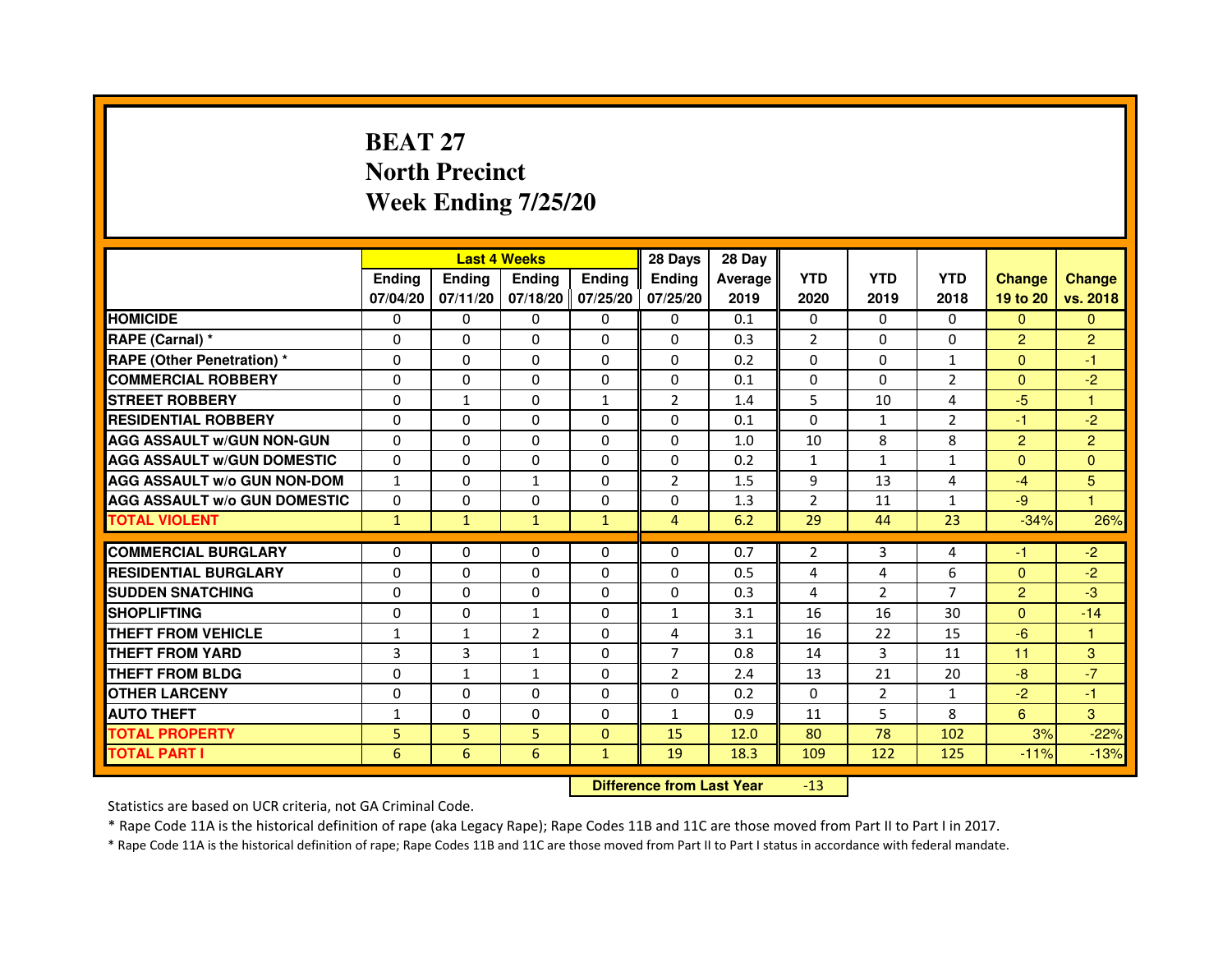# BEAT 27
## North Precinct
## Week Ending 7/25/20

| | Last 4 Weeks | | | | 28 Days | 28 Day | | | | | |
|---|---|---|---|---|---|---|---|---|---|---|---|
| | Ending 07/04/20 | Ending 07/11/20 | Ending 07/18/20 | Ending 07/25/20 | Ending 07/25/20 | Average 2019 | YTD 2020 | YTD 2019 | YTD 2018 | Change 19 to 20 | Change vs. 2018 |
| HOMICIDE | 0 | 0 | 0 | 0 | 0 | 0.1 | 0 | 0 | 0 | 0 | 0 |
| RAPE (Carnal) * | 0 | 0 | 0 | 0 | 0 | 0.3 | 2 | 0 | 0 | 2 | 2 |
| RAPE (Other Penetration) * | 0 | 0 | 0 | 0 | 0 | 0.2 | 0 | 0 | 1 | 0 | -1 |
| COMMERCIAL ROBBERY | 0 | 0 | 0 | 0 | 0 | 0.1 | 0 | 0 | 2 | 0 | -2 |
| STREET ROBBERY | 0 | 1 | 0 | 1 | 2 | 1.4 | 5 | 10 | 4 | -5 | 1 |
| RESIDENTIAL ROBBERY | 0 | 0 | 0 | 0 | 0 | 0.1 | 0 | 1 | 2 | -1 | -2 |
| AGG ASSAULT w/GUN NON-GUN | 0 | 0 | 0 | 0 | 0 | 1.0 | 10 | 8 | 8 | 2 | 2 |
| AGG ASSAULT w/GUN DOMESTIC | 0 | 0 | 0 | 0 | 0 | 0.2 | 1 | 1 | 1 | 0 | 0 |
| AGG ASSAULT w/o GUN NON-DOM | 1 | 0 | 1 | 0 | 2 | 1.5 | 9 | 13 | 4 | -4 | 5 |
| AGG ASSAULT w/o GUN DOMESTIC | 0 | 0 | 0 | 0 | 0 | 1.3 | 2 | 11 | 1 | -9 | 1 |
| TOTAL VIOLENT | 1 | 1 | 1 | 1 | 4 | 6.2 | 29 | 44 | 23 | -34% | 26% |
| COMMERCIAL BURGLARY | 0 | 0 | 0 | 0 | 0 | 0.7 | 2 | 3 | 4 | -1 | -2 |
| RESIDENTIAL BURGLARY | 0 | 0 | 0 | 0 | 0 | 0.5 | 4 | 4 | 6 | 0 | -2 |
| SUDDEN SNATCHING | 0 | 0 | 0 | 0 | 0 | 0.3 | 4 | 2 | 7 | 2 | -3 |
| SHOPLIFTING | 0 | 0 | 1 | 0 | 1 | 3.1 | 16 | 16 | 30 | 0 | -14 |
| THEFT FROM VEHICLE | 1 | 1 | 2 | 0 | 4 | 3.1 | 16 | 22 | 15 | -6 | 1 |
| THEFT FROM YARD | 3 | 3 | 1 | 0 | 7 | 0.8 | 14 | 3 | 11 | 11 | 3 |
| THEFT FROM BLDG | 0 | 1 | 1 | 0 | 2 | 2.4 | 13 | 21 | 20 | -8 | -7 |
| OTHER LARCENY | 0 | 0 | 0 | 0 | 0 | 0.2 | 0 | 2 | 1 | -2 | -1 |
| AUTO THEFT | 1 | 0 | 0 | 0 | 1 | 0.9 | 11 | 5 | 8 | 6 | 3 |
| TOTAL PROPERTY | 5 | 5 | 5 | 0 | 15 | 12.0 | 80 | 78 | 102 | 3% | -22% |
| TOTAL PART I | 6 | 6 | 6 | 1 | 19 | 18.3 | 109 | 122 | 125 | -11% | -13% |

**Difference from Last Year** -13

Statistics are based on UCR criteria, not GA Criminal Code.

* Rape Code 11A is the historical definition of rape (aka Legacy Rape); Rape Codes 11B and 11C are those moved from Part II to Part I in 2017.

* Rape Code 11A is the historical definition of rape; Rape Codes 11B and 11C are those moved from Part II to Part I status in accordance with federal mandate.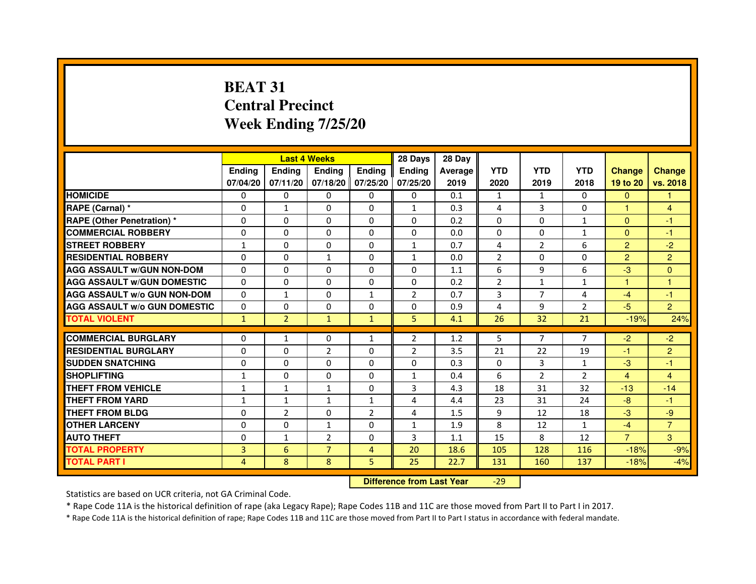# BEAT 31
## Central Precinct
## Week Ending 7/25/20

| | Last 4 Weeks | | | | 28 Days | 28 Day | | | | | |
|---|---|---|---|---|---|---|---|---|---|---|---|
| | Ending 07/04/20 | Ending 07/11/20 | Ending 07/18/20 | Ending 07/25/20 | Ending 07/25/20 | Average 2019 | YTD 2020 | YTD 2019 | YTD 2018 | Change 19 to 20 | Change vs. 2018 |
| HOMICIDE | 0 | 0 | 0 | 0 | 0 | 0.1 | 1 | 1 | 0 | 0 | 1 |
| RAPE (Carnal) * | 0 | 1 | 0 | 0 | 1 | 0.3 | 4 | 3 | 0 | 1 | 4 |
| RAPE (Other Penetration) * | 0 | 0 | 0 | 0 | 0 | 0.2 | 0 | 0 | 1 | 0 | -1 |
| COMMERCIAL ROBBERY | 0 | 0 | 0 | 0 | 0 | 0.0 | 0 | 0 | 1 | 0 | -1 |
| STREET ROBBERY | 1 | 0 | 0 | 0 | 1 | 0.7 | 4 | 2 | 6 | 2 | -2 |
| RESIDENTIAL ROBBERY | 0 | 0 | 1 | 0 | 1 | 0.0 | 2 | 0 | 0 | 2 | 2 |
| AGG ASSAULT w/GUN NON-DOM | 0 | 0 | 0 | 0 | 0 | 1.1 | 6 | 9 | 6 | -3 | 0 |
| AGG ASSAULT w/GUN DOMESTIC | 0 | 0 | 0 | 0 | 0 | 0.2 | 2 | 1 | 1 | 1 | 1 |
| AGG ASSAULT w/o GUN NON-DOM | 0 | 1 | 0 | 1 | 2 | 0.7 | 3 | 7 | 4 | -4 | -1 |
| AGG ASSAULT w/o GUN DOMESTIC | 0 | 0 | 0 | 0 | 0 | 0.9 | 4 | 9 | 2 | -5 | 2 |
| TOTAL VIOLENT | 1 | 2 | 1 | 1 | 5 | 4.1 | 26 | 32 | 21 | -19% | 24% |
| COMMERCIAL BURGLARY | 0 | 1 | 0 | 1 | 2 | 1.2 | 5 | 7 | 7 | -2 | -2 |
| RESIDENTIAL BURGLARY | 0 | 0 | 2 | 0 | 2 | 3.5 | 21 | 22 | 19 | -1 | 2 |
| SUDDEN SNATCHING | 0 | 0 | 0 | 0 | 0 | 0.3 | 0 | 3 | 1 | -3 | -1 |
| SHOPLIFTING | 1 | 0 | 0 | 0 | 1 | 0.4 | 6 | 2 | 2 | 4 | 4 |
| THEFT FROM VEHICLE | 1 | 1 | 1 | 0 | 3 | 4.3 | 18 | 31 | 32 | -13 | -14 |
| THEFT FROM YARD | 1 | 1 | 1 | 1 | 4 | 4.4 | 23 | 31 | 24 | -8 | -1 |
| THEFT FROM BLDG | 0 | 2 | 0 | 2 | 4 | 1.5 | 9 | 12 | 18 | -3 | -9 |
| OTHER LARCENY | 0 | 0 | 1 | 0 | 1 | 1.9 | 8 | 12 | 1 | -4 | 7 |
| AUTO THEFT | 0 | 1 | 2 | 0 | 3 | 1.1 | 15 | 8 | 12 | 7 | 3 |
| TOTAL PROPERTY | 3 | 6 | 7 | 4 | 20 | 18.6 | 105 | 128 | 116 | -18% | -9% |
| TOTAL PART I | 4 | 8 | 8 | 5 | 25 | 22.7 | 131 | 160 | 137 | -18% | -4% |

**Difference from Last Year** -29

Statistics are based on UCR criteria, not GA Criminal Code.

* Rape Code 11A is the historical definition of rape (aka Legacy Rape); Rape Codes 11B and 11C are those moved from Part II to Part I in 2017.

* Rape Code 11A is the historical definition of rape; Rape Codes 11B and 11C are those moved from Part II to Part I status in accordance with federal mandate.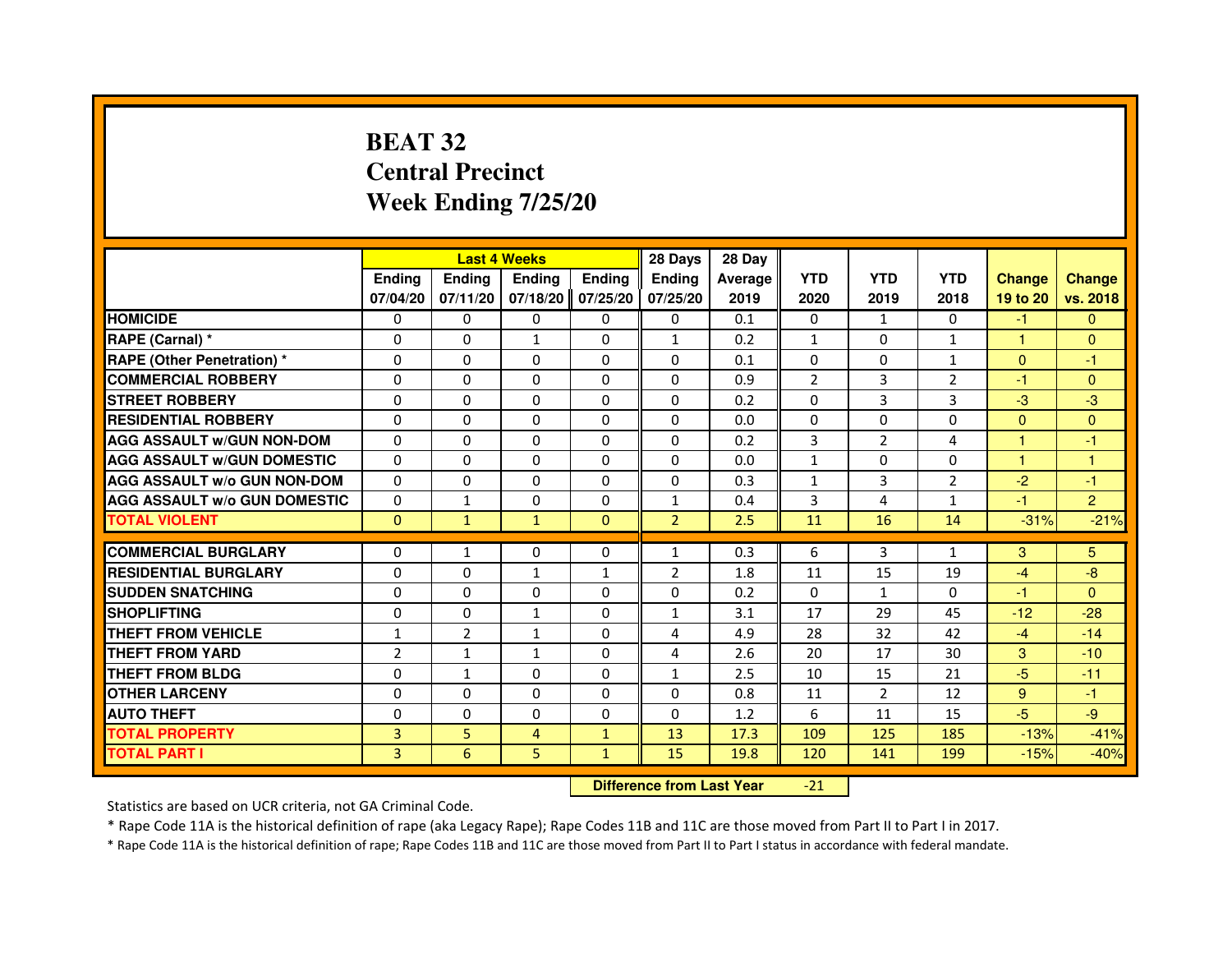# BEAT 32
## Central Precinct
## Week Ending 7/25/20

| | Last 4 Weeks | | | | 28 Days | 28 Day | | | | | |
|---|---|---|---|---|---|---|---|---|---|---|---|
| | Ending 07/04/20 | Ending 07/11/20 | Ending 07/18/20 | Ending 07/25/20 | Ending 07/25/20 | Average 2019 | YTD 2020 | YTD 2019 | YTD 2018 | Change 19 to 20 | Change vs. 2018 |
| HOMICIDE | 0 | 0 | 0 | 0 | 0 | 0.1 | 0 | 1 | 0 | -1 | 0 |
| RAPE (Carnal) * | 0 | 0 | 1 | 0 | 1 | 0.2 | 1 | 0 | 1 | 1 | 0 |
| RAPE (Other Penetration) * | 0 | 0 | 0 | 0 | 0 | 0.1 | 0 | 0 | 1 | 0 | -1 |
| COMMERCIAL ROBBERY | 0 | 0 | 0 | 0 | 0 | 0.9 | 2 | 3 | 2 | -1 | 0 |
| STREET ROBBERY | 0 | 0 | 0 | 0 | 0 | 0.2 | 0 | 3 | 3 | -3 | -3 |
| RESIDENTIAL ROBBERY | 0 | 0 | 0 | 0 | 0 | 0.0 | 0 | 0 | 0 | 0 | 0 |
| AGG ASSAULT w/GUN NON-DOM | 0 | 0 | 0 | 0 | 0 | 0.2 | 3 | 2 | 4 | 1 | -1 |
| AGG ASSAULT w/GUN DOMESTIC | 0 | 0 | 0 | 0 | 0 | 0.0 | 1 | 0 | 0 | 1 | 1 |
| AGG ASSAULT w/o GUN NON-DOM | 0 | 0 | 0 | 0 | 0 | 0.3 | 1 | 3 | 2 | -2 | -1 |
| AGG ASSAULT w/o GUN DOMESTIC | 0 | 1 | 0 | 0 | 1 | 0.4 | 3 | 4 | 1 | -1 | 2 |
| TOTAL VIOLENT | 0 | 1 | 1 | 0 | 2 | 2.5 | 11 | 16 | 14 | -31% | -21% |
| COMMERCIAL BURGLARY | 0 | 1 | 0 | 0 | 1 | 0.3 | 6 | 3 | 1 | 3 | 5 |
| RESIDENTIAL BURGLARY | 0 | 0 | 1 | 1 | 2 | 1.8 | 11 | 15 | 19 | -4 | -8 |
| SUDDEN SNATCHING | 0 | 0 | 0 | 0 | 0 | 0.2 | 0 | 1 | 0 | -1 | 0 |
| SHOPLIFTING | 0 | 0 | 1 | 0 | 1 | 3.1 | 17 | 29 | 45 | -12 | -28 |
| THEFT FROM VEHICLE | 1 | 2 | 1 | 0 | 4 | 4.9 | 28 | 32 | 42 | -4 | -14 |
| THEFT FROM YARD | 2 | 1 | 1 | 0 | 4 | 2.6 | 20 | 17 | 30 | 3 | -10 |
| THEFT FROM BLDG | 0 | 1 | 0 | 0 | 1 | 2.5 | 10 | 15 | 21 | -5 | -11 |
| OTHER LARCENY | 0 | 0 | 0 | 0 | 0 | 0.8 | 11 | 2 | 12 | 9 | -1 |
| AUTO THEFT | 0 | 0 | 0 | 0 | 0 | 1.2 | 6 | 11 | 15 | -5 | -9 |
| TOTAL PROPERTY | 3 | 5 | 4 | 1 | 13 | 17.3 | 109 | 125 | 185 | -13% | -41% |
| TOTAL PART I | 3 | 6 | 5 | 1 | 15 | 19.8 | 120 | 141 | 199 | -15% | -40% |

**Difference from Last Year** -21

Statistics are based on UCR criteria, not GA Criminal Code.

* Rape Code 11A is the historical definition of rape (aka Legacy Rape); Rape Codes 11B and 11C are those moved from Part II to Part I in 2017.

* Rape Code 11A is the historical definition of rape; Rape Codes 11B and 11C are those moved from Part II to Part I status in accordance with federal mandate.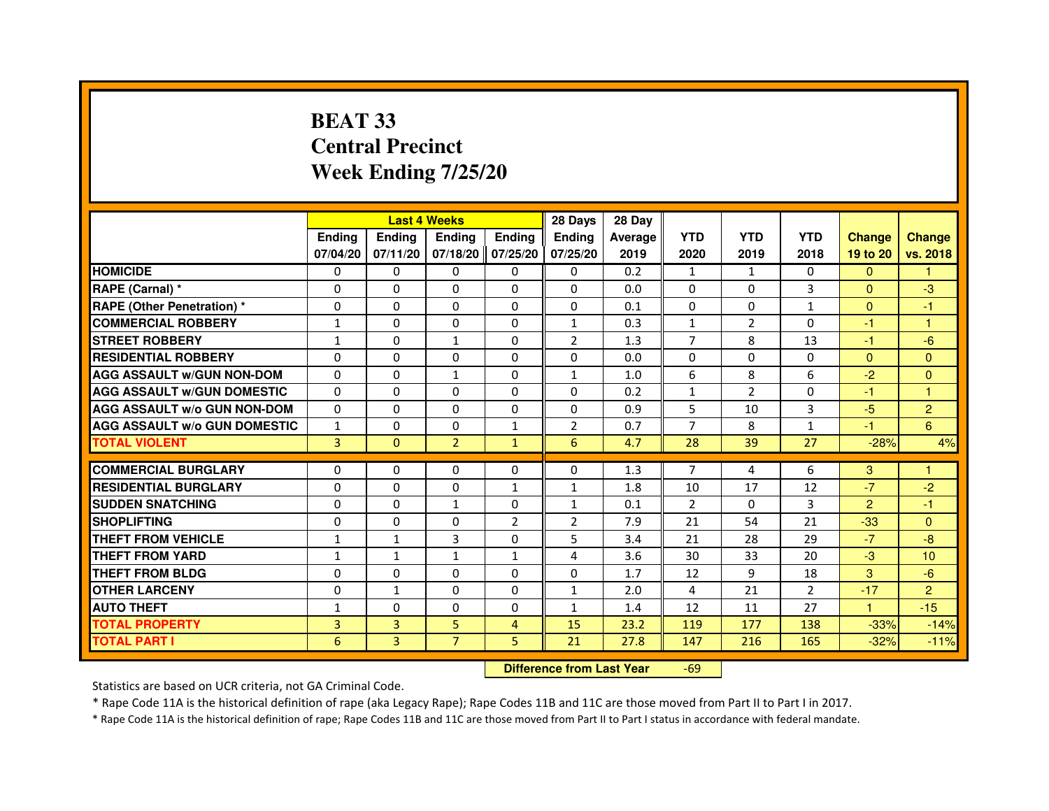# BEAT 33
## Central Precinct
## Week Ending 7/25/20

| | Last 4 Weeks | | | | 28 Days | 28 Day | | | | | |
|---|---|---|---|---|---|---|---|---|---|---|---|
| | Ending 07/04/20 | Ending 07/11/20 | Ending 07/18/20 | Ending 07/25/20 | Ending 07/25/20 | Average 2019 | YTD 2020 | YTD 2019 | YTD 2018 | Change 19 to 20 | Change vs. 2018 |
| HOMICIDE | 0 | 0 | 0 | 0 | 0 | 0.2 | 1 | 1 | 0 | 0 | 1 |
| RAPE (Carnal) * | 0 | 0 | 0 | 0 | 0 | 0.0 | 0 | 0 | 3 | 0 | -3 |
| RAPE (Other Penetration) * | 0 | 0 | 0 | 0 | 0 | 0.1 | 0 | 0 | 1 | 0 | -1 |
| COMMERCIAL ROBBERY | 1 | 0 | 0 | 0 | 1 | 0.3 | 1 | 2 | 0 | -1 | 1 |
| STREET ROBBERY | 1 | 0 | 1 | 0 | 2 | 1.3 | 7 | 8 | 13 | -1 | -6 |
| RESIDENTIAL ROBBERY | 0 | 0 | 0 | 0 | 0 | 0.0 | 0 | 0 | 0 | 0 | 0 |
| AGG ASSAULT w/GUN NON-DOM | 0 | 0 | 1 | 0 | 1 | 1.0 | 6 | 8 | 6 | -2 | 0 |
| AGG ASSAULT w/GUN DOMESTIC | 0 | 0 | 0 | 0 | 0 | 0.2 | 1 | 2 | 0 | -1 | 1 |
| AGG ASSAULT w/o GUN NON-DOM | 0 | 0 | 0 | 0 | 0 | 0.9 | 5 | 10 | 3 | -5 | 2 |
| AGG ASSAULT w/o GUN DOMESTIC | 1 | 0 | 0 | 1 | 2 | 0.7 | 7 | 8 | 1 | -1 | 6 |
| TOTAL VIOLENT | 3 | 0 | 2 | 1 | 6 | 4.7 | 28 | 39 | 27 | -28% | 4% |
| COMMERCIAL BURGLARY | 0 | 0 | 0 | 0 | 0 | 1.3 | 7 | 4 | 6 | 3 | 1 |
| RESIDENTIAL BURGLARY | 0 | 0 | 0 | 1 | 1 | 1.8 | 10 | 17 | 12 | -7 | -2 |
| SUDDEN SNATCHING | 0 | 0 | 1 | 0 | 1 | 0.1 | 2 | 0 | 3 | 2 | -1 |
| SHOPLIFTING | 0 | 0 | 0 | 2 | 2 | 7.9 | 21 | 54 | 21 | -33 | 0 |
| THEFT FROM VEHICLE | 1 | 1 | 3 | 0 | 5 | 3.4 | 21 | 28 | 29 | -7 | -8 |
| THEFT FROM YARD | 1 | 1 | 1 | 1 | 4 | 3.6 | 30 | 33 | 20 | -3 | 10 |
| THEFT FROM BLDG | 0 | 0 | 0 | 0 | 0 | 1.7 | 12 | 9 | 18 | 3 | -6 |
| OTHER LARCENY | 0 | 1 | 0 | 0 | 1 | 2.0 | 4 | 21 | 2 | -17 | 2 |
| AUTO THEFT | 1 | 0 | 0 | 0 | 1 | 1.4 | 12 | 11 | 27 | 1 | -15 |
| TOTAL PROPERTY | 3 | 3 | 5 | 4 | 15 | 23.2 | 119 | 177 | 138 | -33% | -14% |
| TOTAL PART I | 6 | 3 | 7 | 5 | 21 | 27.8 | 147 | 216 | 165 | -32% | -11% |

**Difference from Last Year** -69

Statistics are based on UCR criteria, not GA Criminal Code.

* Rape Code 11A is the historical definition of rape (aka Legacy Rape); Rape Codes 11B and 11C are those moved from Part II to Part I in 2017.

* Rape Code 11A is the historical definition of rape; Rape Codes 11B and 11C are those moved from Part II to Part I status in accordance with federal mandate.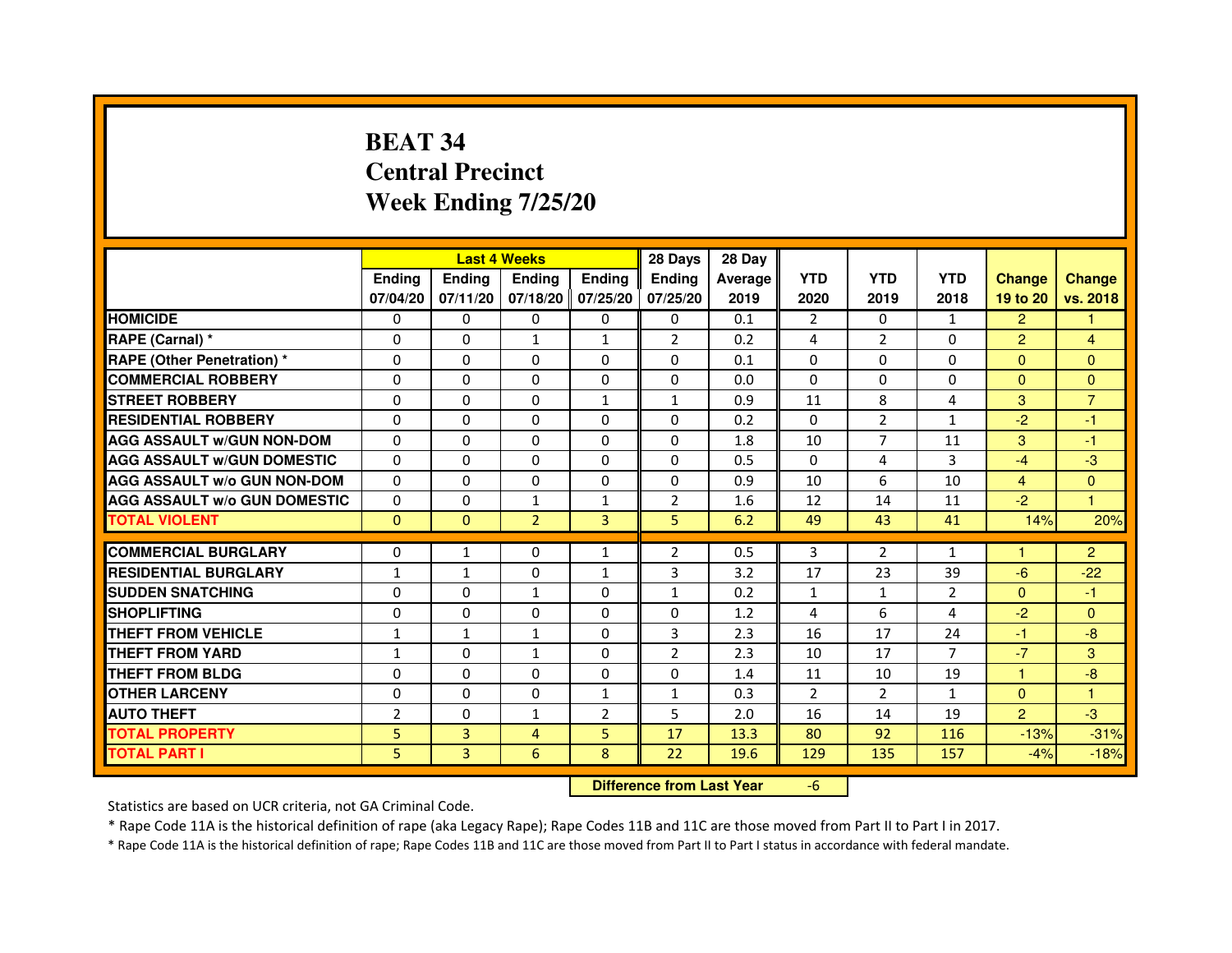# BEAT 34
# Central Precinct
# Week Ending 7/25/20

| | Last 4 Weeks | | | | 28 Days | 28 Day | | | | | |
|---|---|---|---|---|---|---|---|---|---|---|---|
| | Ending 07/04/20 | Ending 07/11/20 | Ending 07/18/20 | Ending 07/25/20 | Ending 07/25/20 | Average 2019 | YTD 2020 | YTD 2019 | YTD 2018 | Change 19 to 20 | Change vs. 2018 |
| HOMICIDE | 0 | 0 | 0 | 0 | 0 | 0.1 | 2 | 0 | 1 | 2 | 1 |
| RAPE (Carnal) * | 0 | 0 | 1 | 1 | 2 | 0.2 | 4 | 2 | 0 | 2 | 4 |
| RAPE (Other Penetration) * | 0 | 0 | 0 | 0 | 0 | 0.1 | 0 | 0 | 0 | 0 | 0 |
| COMMERCIAL ROBBERY | 0 | 0 | 0 | 0 | 0 | 0.0 | 0 | 0 | 0 | 0 | 0 |
| STREET ROBBERY | 0 | 0 | 0 | 1 | 1 | 0.9 | 11 | 8 | 4 | 3 | 7 |
| RESIDENTIAL ROBBERY | 0 | 0 | 0 | 0 | 0 | 0.2 | 0 | 2 | 1 | -2 | -1 |
| AGG ASSAULT w/GUN NON-DOM | 0 | 0 | 0 | 0 | 0 | 1.8 | 10 | 7 | 11 | 3 | -1 |
| AGG ASSAULT w/GUN DOMESTIC | 0 | 0 | 0 | 0 | 0 | 0.5 | 0 | 4 | 3 | -4 | -3 |
| AGG ASSAULT w/o GUN NON-DOM | 0 | 0 | 0 | 0 | 0 | 0.9 | 10 | 6 | 10 | 4 | 0 |
| AGG ASSAULT w/o GUN DOMESTIC | 0 | 0 | 1 | 1 | 2 | 1.6 | 12 | 14 | 11 | -2 | 1 |
| TOTAL VIOLENT | 0 | 0 | 2 | 3 | 5 | 6.2 | 49 | 43 | 41 | 14% | 20% |
| COMMERCIAL BURGLARY | 0 | 1 | 0 | 1 | 2 | 0.5 | 3 | 2 | 1 | 1 | 2 |
| RESIDENTIAL BURGLARY | 1 | 1 | 0 | 1 | 3 | 3.2 | 17 | 23 | 39 | -6 | -22 |
| SUDDEN SNATCHING | 0 | 0 | 1 | 0 | 1 | 0.2 | 1 | 1 | 2 | 0 | -1 |
| SHOPLIFTING | 0 | 0 | 0 | 0 | 0 | 1.2 | 4 | 6 | 4 | -2 | 0 |
| THEFT FROM VEHICLE | 1 | 1 | 1 | 0 | 3 | 2.3 | 16 | 17 | 24 | -1 | -8 |
| THEFT FROM YARD | 1 | 0 | 1 | 0 | 2 | 2.3 | 10 | 17 | 7 | -7 | 3 |
| THEFT FROM BLDG | 0 | 0 | 0 | 0 | 0 | 1.4 | 11 | 10 | 19 | 1 | -8 |
| OTHER LARCENY | 0 | 0 | 0 | 1 | 1 | 0.3 | 2 | 2 | 1 | 0 | 1 |
| AUTO THEFT | 2 | 0 | 1 | 2 | 5 | 2.0 | 16 | 14 | 19 | 2 | -3 |
| TOTAL PROPERTY | 5 | 3 | 4 | 5 | 17 | 13.3 | 80 | 92 | 116 | -13% | -31% |
| TOTAL PART I | 5 | 3 | 6 | 8 | 22 | 19.6 | 129 | 135 | 157 | -4% | -18% |

**Difference from Last Year** -6

Statistics are based on UCR criteria, not GA Criminal Code.

* Rape Code 11A is the historical definition of rape (aka Legacy Rape); Rape Codes 11B and 11C are those moved from Part II to Part I in 2017.

* Rape Code 11A is the historical definition of rape; Rape Codes 11B and 11C are those moved from Part II to Part I status in accordance with federal mandate.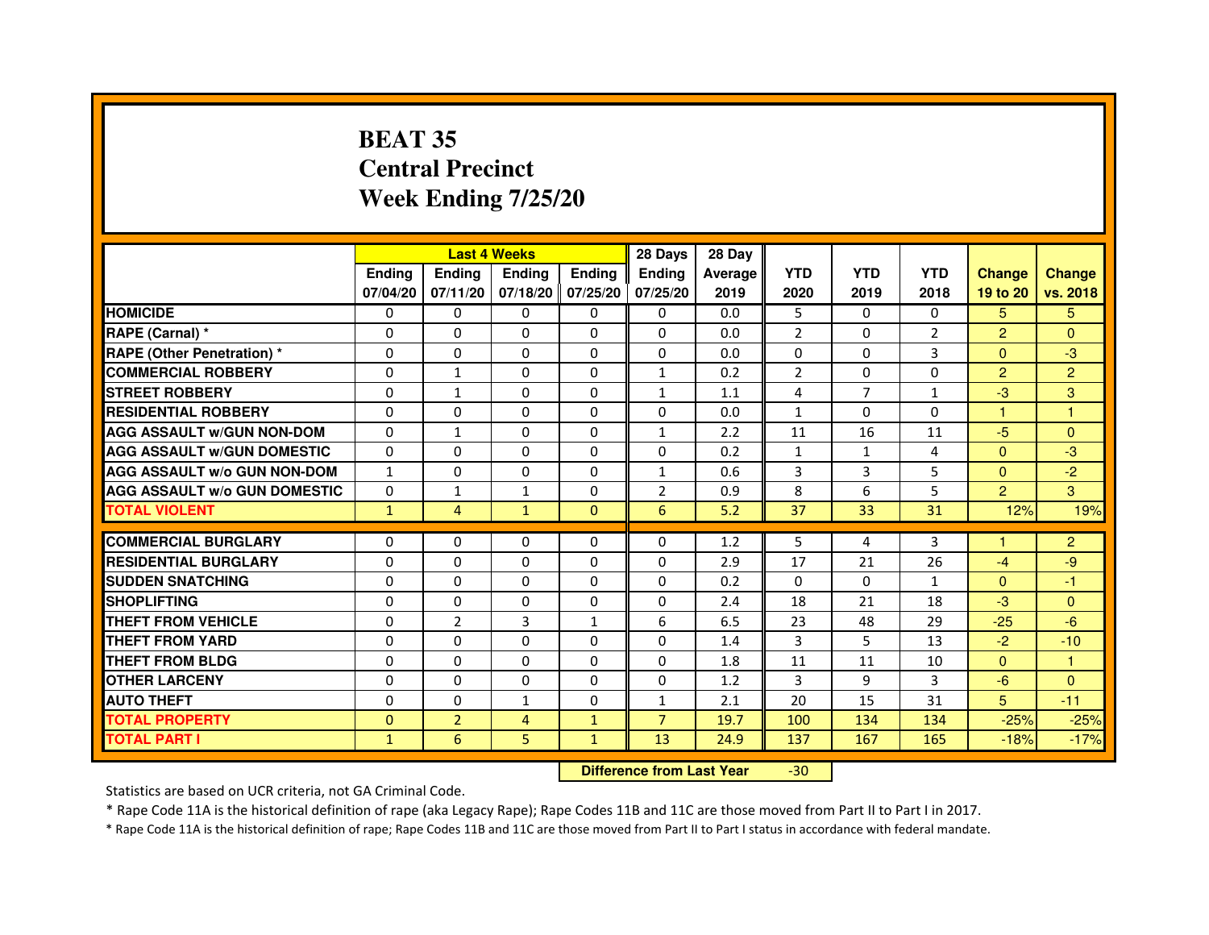# BEAT 35
# Central Precinct
# Week Ending 7/25/20

| | Last 4 Weeks | | | | 28 Days | 28 Day | | | | | |
|---|---|---|---|---|---|---|---|---|---|---|---|
| | Ending 07/04/20 | Ending 07/11/20 | Ending 07/18/20 | Ending 07/25/20 | Ending 07/25/20 | Average 2019 | YTD 2020 | YTD 2019 | YTD 2018 | Change 19 to 20 | Change vs. 2018 |
| HOMICIDE | 0 | 0 | 0 | 0 | 0 | 0.0 | 5 | 0 | 0 | 5 | 5 |
| RAPE (Carnal) * | 0 | 0 | 0 | 0 | 0 | 0.0 | 2 | 0 | 2 | 2 | 0 |
| RAPE (Other Penetration) * | 0 | 0 | 0 | 0 | 0 | 0.0 | 0 | 0 | 3 | 0 | -3 |
| COMMERCIAL ROBBERY | 0 | 1 | 0 | 0 | 1 | 0.2 | 2 | 0 | 0 | 2 | 2 |
| STREET ROBBERY | 0 | 1 | 0 | 0 | 1 | 1.1 | 4 | 7 | 1 | -3 | 3 |
| RESIDENTIAL ROBBERY | 0 | 0 | 0 | 0 | 0 | 0.0 | 1 | 0 | 0 | 1 | 1 |
| AGG ASSAULT w/GUN NON-DOM | 0 | 1 | 0 | 0 | 1 | 2.2 | 11 | 16 | 11 | -5 | 0 |
| AGG ASSAULT w/GUN DOMESTIC | 0 | 0 | 0 | 0 | 0 | 0.2 | 1 | 1 | 4 | 0 | -3 |
| AGG ASSAULT w/o GUN NON-DOM | 1 | 0 | 0 | 0 | 1 | 0.6 | 3 | 3 | 5 | 0 | -2 |
| AGG ASSAULT w/o GUN DOMESTIC | 0 | 1 | 1 | 0 | 2 | 0.9 | 8 | 6 | 5 | 2 | 3 |
| TOTAL VIOLENT | 1 | 4 | 1 | 0 | 6 | 5.2 | 37 | 33 | 31 | 12% | 19% |
| COMMERCIAL BURGLARY | 0 | 0 | 0 | 0 | 0 | 1.2 | 5 | 4 | 3 | 1 | 2 |
| RESIDENTIAL BURGLARY | 0 | 0 | 0 | 0 | 0 | 2.9 | 17 | 21 | 26 | -4 | -9 |
| SUDDEN SNATCHING | 0 | 0 | 0 | 0 | 0 | 0.2 | 0 | 0 | 1 | 0 | -1 |
| SHOPLIFTING | 0 | 0 | 0 | 0 | 0 | 2.4 | 18 | 21 | 18 | -3 | 0 |
| THEFT FROM VEHICLE | 0 | 2 | 3 | 1 | 6 | 6.5 | 23 | 48 | 29 | -25 | -6 |
| THEFT FROM YARD | 0 | 0 | 0 | 0 | 0 | 1.4 | 3 | 5 | 13 | -2 | -10 |
| THEFT FROM BLDG | 0 | 0 | 0 | 0 | 0 | 1.8 | 11 | 11 | 10 | 0 | 1 |
| OTHER LARCENY | 0 | 0 | 0 | 0 | 0 | 1.2 | 3 | 9 | 3 | -6 | 0 |
| AUTO THEFT | 0 | 0 | 1 | 0 | 1 | 2.1 | 20 | 15 | 31 | 5 | -11 |
| TOTAL PROPERTY | 0 | 2 | 4 | 1 | 7 | 19.7 | 100 | 134 | 134 | -25% | -25% |
| TOTAL PART I | 1 | 6 | 5 | 1 | 13 | 24.9 | 137 | 167 | 165 | -18% | -17% |

**Difference from Last Year** -30

Statistics are based on UCR criteria, not GA Criminal Code.

* Rape Code 11A is the historical definition of rape (aka Legacy Rape); Rape Codes 11B and 11C are those moved from Part II to Part I in 2017.

* Rape Code 11A is the historical definition of rape; Rape Codes 11B and 11C are those moved from Part II to Part I status in accordance with federal mandate.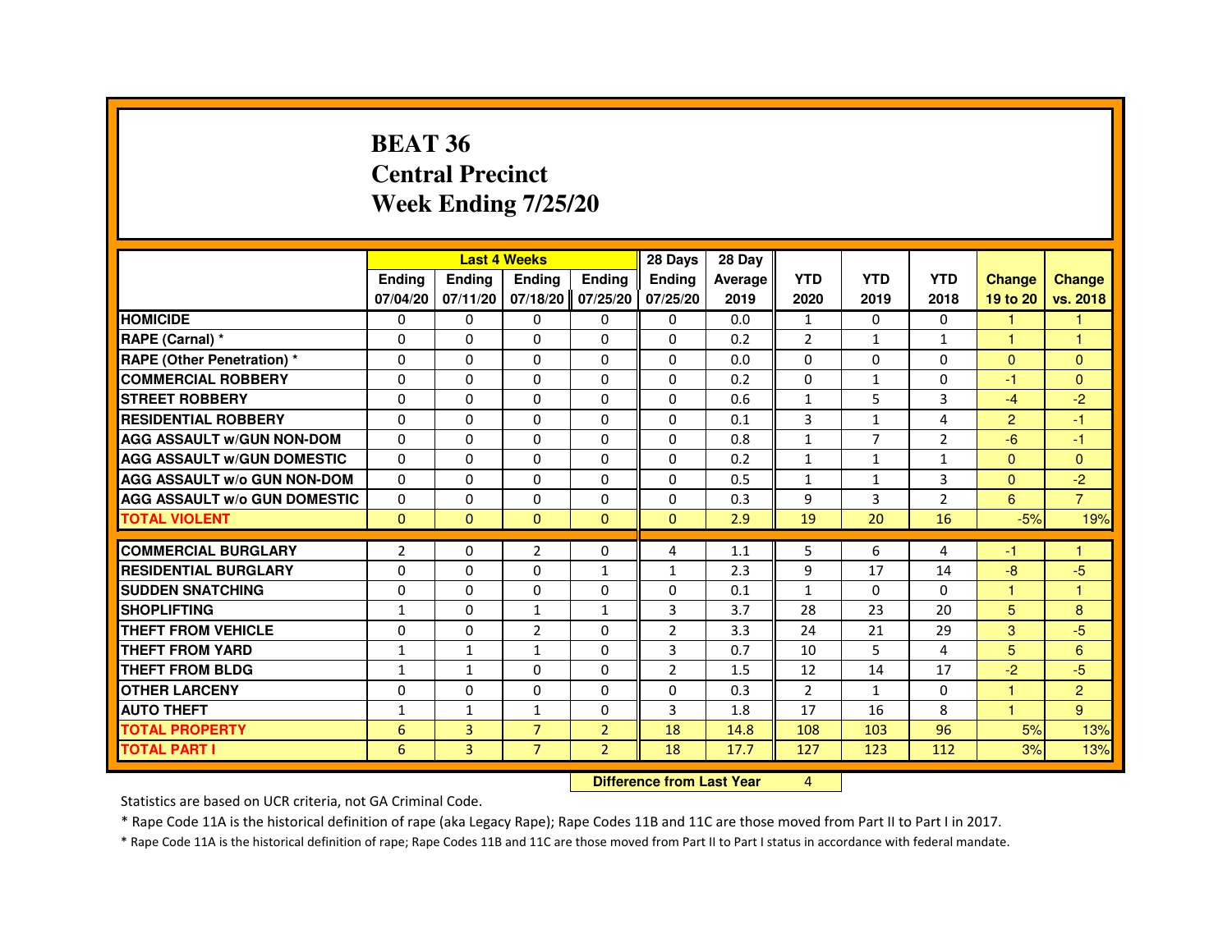# BEAT 36
# Central Precinct
# Week Ending 7/25/20

| | Last 4 Weeks | | | | 28 Days | 28 Day | | | | | |
|---|---|---|---|---|---|---|---|---|---|---|---|
| | Ending 07/04/20 | Ending 07/11/20 | Ending 07/18/20 | Ending 07/25/20 | Ending 07/25/20 | Average 2019 | YTD 2020 | YTD 2019 | YTD 2018 | Change 19 to 20 | Change vs. 2018 |
| HOMICIDE | 0 | 0 | 0 | 0 | 0 | 0.0 | 1 | 0 | 0 | 1 | 1 |
| RAPE (Carnal) * | 0 | 0 | 0 | 0 | 0 | 0.2 | 2 | 1 | 1 | 1 | 1 |
| RAPE (Other Penetration) * | 0 | 0 | 0 | 0 | 0 | 0.0 | 0 | 0 | 0 | 0 | 0 |
| COMMERCIAL ROBBERY | 0 | 0 | 0 | 0 | 0 | 0.2 | 0 | 1 | 0 | -1 | 0 |
| STREET ROBBERY | 0 | 0 | 0 | 0 | 0 | 0.6 | 1 | 5 | 3 | -4 | -2 |
| RESIDENTIAL ROBBERY | 0 | 0 | 0 | 0 | 0 | 0.1 | 3 | 1 | 4 | 2 | -1 |
| AGG ASSAULT w/GUN NON-DOM | 0 | 0 | 0 | 0 | 0 | 0.8 | 1 | 7 | 2 | -6 | -1 |
| AGG ASSAULT w/GUN DOMESTIC | 0 | 0 | 0 | 0 | 0 | 0.2 | 1 | 1 | 1 | 0 | 0 |
| AGG ASSAULT w/o GUN NON-DOM | 0 | 0 | 0 | 0 | 0 | 0.5 | 1 | 1 | 3 | 0 | -2 |
| AGG ASSAULT w/o GUN DOMESTIC | 0 | 0 | 0 | 0 | 0 | 0.3 | 9 | 3 | 2 | 6 | 7 |
| TOTAL VIOLENT | 0 | 0 | 0 | 0 | 0 | 2.9 | 19 | 20 | 16 | -5% | 19% |
| COMMERCIAL BURGLARY | 2 | 0 | 2 | 0 | 4 | 1.1 | 5 | 6 | 4 | -1 | 1 |
| RESIDENTIAL BURGLARY | 0 | 0 | 0 | 1 | 1 | 2.3 | 9 | 17 | 14 | -8 | -5 |
| SUDDEN SNATCHING | 0 | 0 | 0 | 0 | 0 | 0.1 | 1 | 0 | 0 | 1 | 1 |
| SHOPLIFTING | 1 | 0 | 1 | 1 | 3 | 3.7 | 28 | 23 | 20 | 5 | 8 |
| THEFT FROM VEHICLE | 0 | 0 | 2 | 0 | 2 | 3.3 | 24 | 21 | 29 | 3 | -5 |
| THEFT FROM YARD | 1 | 1 | 1 | 0 | 3 | 0.7 | 10 | 5 | 4 | 5 | 6 |
| THEFT FROM BLDG | 1 | 1 | 0 | 0 | 2 | 1.5 | 12 | 14 | 17 | -2 | -5 |
| OTHER LARCENY | 0 | 0 | 0 | 0 | 0 | 0.3 | 2 | 1 | 0 | 1 | 2 |
| AUTO THEFT | 1 | 1 | 1 | 0 | 3 | 1.8 | 17 | 16 | 8 | 1 | 9 |
| TOTAL PROPERTY | 6 | 3 | 7 | 2 | 18 | 14.8 | 108 | 103 | 96 | 5% | 13% |
| TOTAL PART I | 6 | 3 | 7 | 2 | 18 | 17.7 | 127 | 123 | 112 | 3% | 13% |

**Difference from Last Year** 4

Statistics are based on UCR criteria, not GA Criminal Code.

* Rape Code 11A is the historical definition of rape (aka Legacy Rape); Rape Codes 11B and 11C are those moved from Part II to Part I in 2017.

* Rape Code 11A is the historical definition of rape; Rape Codes 11B and 11C are those moved from Part II to Part I status in accordance with federal mandate.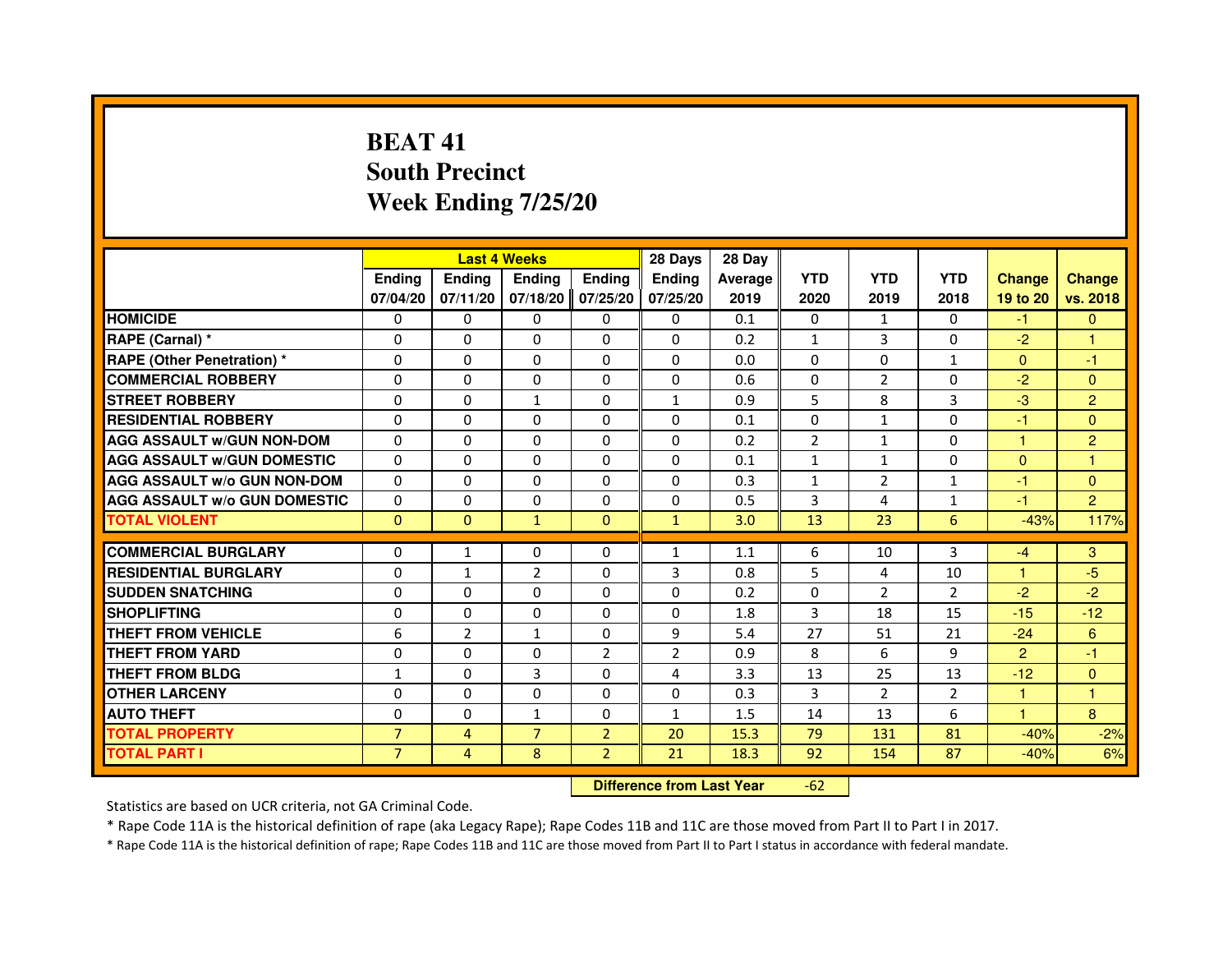# BEAT 41
## South Precinct
## Week Ending 7/25/20

| | Last 4 Weeks | | | | 28 Days | 28 Day | | | | | |
|---|---|---|---|---|---|---|---|---|---|---|---|
| | Ending 07/04/20 | Ending 07/11/20 | Ending 07/18/20 | Ending 07/25/20 | Ending 07/25/20 | Average 2019 | YTD 2020 | YTD 2019 | YTD 2018 | Change 19 to 20 | Change vs. 2018 |
| HOMICIDE | 0 | 0 | 0 | 0 | 0 | 0.1 | 0 | 1 | 0 | -1 | 0 |
| RAPE (Carnal) * | 0 | 0 | 0 | 0 | 0 | 0.2 | 1 | 3 | 0 | -2 | 1 |
| RAPE (Other Penetration) * | 0 | 0 | 0 | 0 | 0 | 0.0 | 0 | 0 | 1 | 0 | -1 |
| COMMERCIAL ROBBERY | 0 | 0 | 0 | 0 | 0 | 0.6 | 0 | 2 | 0 | -2 | 0 |
| STREET ROBBERY | 0 | 0 | 1 | 0 | 1 | 0.9 | 5 | 8 | 3 | -3 | 2 |
| RESIDENTIAL ROBBERY | 0 | 0 | 0 | 0 | 0 | 0.1 | 0 | 1 | 0 | -1 | 0 |
| AGG ASSAULT w/GUN NON-DOM | 0 | 0 | 0 | 0 | 0 | 0.2 | 2 | 1 | 0 | 1 | 2 |
| AGG ASSAULT w/GUN DOMESTIC | 0 | 0 | 0 | 0 | 0 | 0.1 | 1 | 1 | 0 | 0 | 1 |
| AGG ASSAULT w/o GUN NON-DOM | 0 | 0 | 0 | 0 | 0 | 0.3 | 1 | 2 | 1 | -1 | 0 |
| AGG ASSAULT w/o GUN DOMESTIC | 0 | 0 | 0 | 0 | 0 | 0.5 | 3 | 4 | 1 | -1 | 2 |
| TOTAL VIOLENT | 0 | 0 | 1 | 0 | 1 | 3.0 | 13 | 23 | 6 | -43% | 117% |
| COMMERCIAL BURGLARY | 0 | 1 | 0 | 0 | 1 | 1.1 | 6 | 10 | 3 | -4 | 3 |
| RESIDENTIAL BURGLARY | 0 | 1 | 2 | 0 | 3 | 0.8 | 5 | 4 | 10 | 1 | -5 |
| SUDDEN SNATCHING | 0 | 0 | 0 | 0 | 0 | 0.2 | 0 | 2 | 2 | -2 | -2 |
| SHOPLIFTING | 0 | 0 | 0 | 0 | 0 | 1.8 | 3 | 18 | 15 | -15 | -12 |
| THEFT FROM VEHICLE | 6 | 2 | 1 | 0 | 9 | 5.4 | 27 | 51 | 21 | -24 | 6 |
| THEFT FROM YARD | 0 | 0 | 0 | 2 | 2 | 0.9 | 8 | 6 | 9 | 2 | -1 |
| THEFT FROM BLDG | 1 | 0 | 3 | 0 | 4 | 3.3 | 13 | 25 | 13 | -12 | 0 |
| OTHER LARCENY | 0 | 0 | 0 | 0 | 0 | 0.3 | 3 | 2 | 2 | 1 | 1 |
| AUTO THEFT | 0 | 0 | 1 | 0 | 1 | 1.5 | 14 | 13 | 6 | 1 | 8 |
| TOTAL PROPERTY | 7 | 4 | 7 | 2 | 20 | 15.3 | 79 | 131 | 81 | -40% | -2% |
| TOTAL PART I | 7 | 4 | 8 | 2 | 21 | 18.3 | 92 | 154 | 87 | -40% | 6% |

**Difference from Last Year** -62

Statistics are based on UCR criteria, not GA Criminal Code.

* Rape Code 11A is the historical definition of rape (aka Legacy Rape); Rape Codes 11B and 11C are those moved from Part II to Part I in 2017.

* Rape Code 11A is the historical definition of rape; Rape Codes 11B and 11C are those moved from Part II to Part I status in accordance with federal mandate.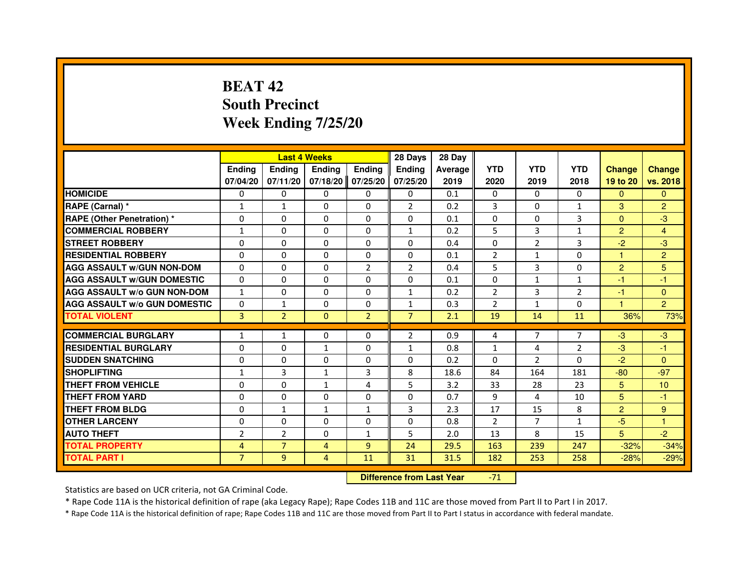# BEAT 42
## South Precinct
## Week Ending 7/25/20

| | Last 4 Weeks | | | | 28 Days | 28 Day | | | | | |
|---|---|---|---|---|---|---|---|---|---|---|---|
| | Ending 07/04/20 | Ending 07/11/20 | Ending 07/18/20 | Ending 07/25/20 | Ending 07/25/20 | Average 2019 | YTD 2020 | YTD 2019 | YTD 2018 | Change 19 to 20 | Change vs. 2018 |
| HOMICIDE | 0 | 0 | 0 | 0 | 0 | 0.1 | 0 | 0 | 0 | 0 | 0 |
| RAPE (Carnal) * | 1 | 1 | 0 | 0 | 2 | 0.2 | 3 | 0 | 1 | 3 | 2 |
| RAPE (Other Penetration) * | 0 | 0 | 0 | 0 | 0 | 0.1 | 0 | 0 | 3 | 0 | -3 |
| COMMERCIAL ROBBERY | 1 | 0 | 0 | 0 | 1 | 0.2 | 5 | 3 | 1 | 2 | 4 |
| STREET ROBBERY | 0 | 0 | 0 | 0 | 0 | 0.4 | 0 | 2 | 3 | -2 | -3 |
| RESIDENTIAL ROBBERY | 0 | 0 | 0 | 0 | 0 | 0.1 | 2 | 1 | 0 | 1 | 2 |
| AGG ASSAULT w/GUN NON-DOM | 0 | 0 | 0 | 2 | 2 | 0.4 | 5 | 3 | 0 | 2 | 5 |
| AGG ASSAULT w/GUN DOMESTIC | 0 | 0 | 0 | 0 | 0 | 0.1 | 0 | 1 | 1 | -1 | -1 |
| AGG ASSAULT w/o GUN NON-DOM | 1 | 0 | 0 | 0 | 1 | 0.2 | 2 | 3 | 2 | -1 | 0 |
| AGG ASSAULT w/o GUN DOMESTIC | 0 | 1 | 0 | 0 | 1 | 0.3 | 2 | 1 | 0 | 1 | 2 |
| TOTAL VIOLENT | 3 | 2 | 0 | 2 | 7 | 2.1 | 19 | 14 | 11 | 36% | 73% |
| COMMERCIAL BURGLARY | 1 | 1 | 0 | 0 | 2 | 0.9 | 4 | 7 | 7 | -3 | -3 |
| RESIDENTIAL BURGLARY | 0 | 0 | 1 | 0 | 1 | 0.8 | 1 | 4 | 2 | -3 | -1 |
| SUDDEN SNATCHING | 0 | 0 | 0 | 0 | 0 | 0.2 | 0 | 2 | 0 | -2 | 0 |
| SHOPLIFTING | 1 | 3 | 1 | 3 | 8 | 18.6 | 84 | 164 | 181 | -80 | -97 |
| THEFT FROM VEHICLE | 0 | 0 | 1 | 4 | 5 | 3.2 | 33 | 28 | 23 | 5 | 10 |
| THEFT FROM YARD | 0 | 0 | 0 | 0 | 0 | 0.7 | 9 | 4 | 10 | 5 | -1 |
| THEFT FROM BLDG | 0 | 1 | 1 | 1 | 3 | 2.3 | 17 | 15 | 8 | 2 | 9 |
| OTHER LARCENY | 0 | 0 | 0 | 0 | 0 | 0.8 | 2 | 7 | 1 | -5 | 1 |
| AUTO THEFT | 2 | 2 | 0 | 1 | 5 | 2.0 | 13 | 8 | 15 | 5 | -2 |
| TOTAL PROPERTY | 4 | 7 | 4 | 9 | 24 | 29.5 | 163 | 239 | 247 | -32% | -34% |
| TOTAL PART I | 7 | 9 | 4 | 11 | 31 | 31.5 | 182 | 253 | 258 | -28% | -29% |

| Difference from Last Year | -71 |
|---|---|

Statistics are based on UCR criteria, not GA Criminal Code.

* Rape Code 11A is the historical definition of rape (aka Legacy Rape); Rape Codes 11B and 11C are those moved from Part II to Part I in 2017.

* Rape Code 11A is the historical definition of rape; Rape Codes 11B and 11C are those moved from Part II to Part I status in accordance with federal mandate.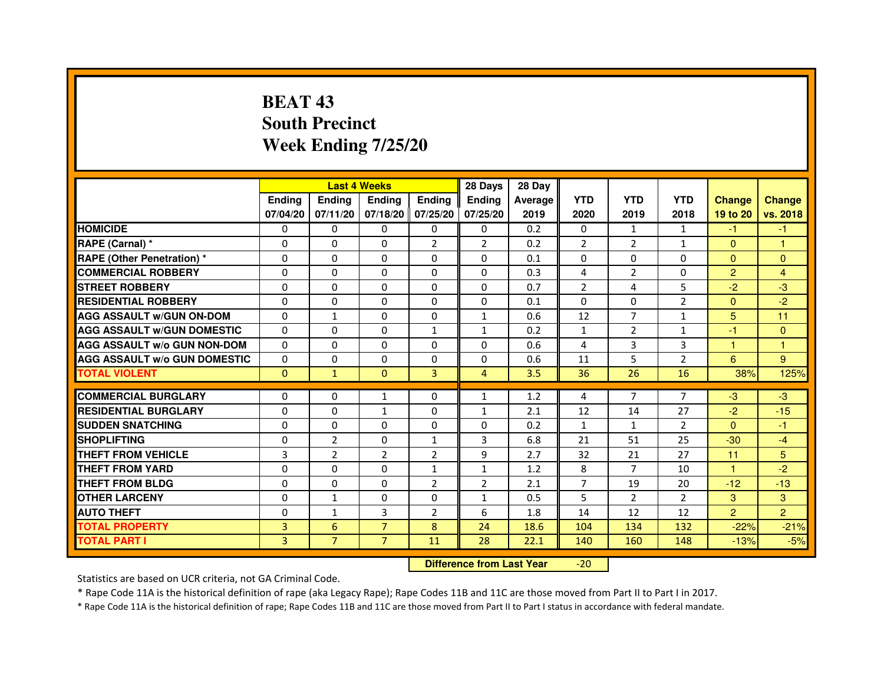# BEAT 43
## South Precinct
## Week Ending 7/25/20

| | Last 4 Weeks | | | | 28 Days | 28 Day | | | | | |
|---|---|---|---|---|---|---|---|---|---|---|---|
| | Ending 07/04/20 | Ending 07/11/20 | Ending 07/18/20 | Ending 07/25/20 | Ending 07/25/20 | Average 2019 | YTD 2020 | YTD 2019 | YTD 2018 | Change 19 to 20 | Change vs. 2018 |
| HOMICIDE | 0 | 0 | 0 | 0 | 0 | 0.2 | 0 | 1 | 1 | -1 | -1 |
| RAPE (Carnal) * | 0 | 0 | 0 | 2 | 2 | 0.2 | 2 | 2 | 1 | 0 | 1 |
| RAPE (Other Penetration) * | 0 | 0 | 0 | 0 | 0 | 0.1 | 0 | 0 | 0 | 0 | 0 |
| COMMERCIAL ROBBERY | 0 | 0 | 0 | 0 | 0 | 0.3 | 4 | 2 | 0 | 2 | 4 |
| STREET ROBBERY | 0 | 0 | 0 | 0 | 0 | 0.7 | 2 | 4 | 5 | -2 | -3 |
| RESIDENTIAL ROBBERY | 0 | 0 | 0 | 0 | 0 | 0.1 | 0 | 0 | 2 | 0 | -2 |
| AGG ASSAULT w/GUN ON-DOM | 0 | 1 | 0 | 0 | 1 | 0.6 | 12 | 7 | 1 | 5 | 11 |
| AGG ASSAULT w/GUN DOMESTIC | 0 | 0 | 0 | 1 | 1 | 0.2 | 1 | 2 | 1 | -1 | 0 |
| AGG ASSAULT w/o GUN NON-DOM | 0 | 0 | 0 | 0 | 0 | 0.6 | 4 | 3 | 3 | 1 | 1 |
| AGG ASSAULT w/o GUN DOMESTIC | 0 | 0 | 0 | 0 | 0 | 0.6 | 11 | 5 | 2 | 6 | 9 |
| TOTAL VIOLENT | 0 | 1 | 0 | 3 | 4 | 3.5 | 36 | 26 | 16 | 38% | 125% |
| COMMERCIAL BURGLARY | 0 | 0 | 1 | 0 | 1 | 1.2 | 4 | 7 | 7 | -3 | -3 |
| RESIDENTIAL BURGLARY | 0 | 0 | 1 | 0 | 1 | 2.1 | 12 | 14 | 27 | -2 | -15 |
| SUDDEN SNATCHING | 0 | 0 | 0 | 0 | 0 | 0.2 | 1 | 1 | 2 | 0 | -1 |
| SHOPLIFTING | 0 | 2 | 0 | 1 | 3 | 6.8 | 21 | 51 | 25 | -30 | -4 |
| THEFT FROM VEHICLE | 3 | 2 | 2 | 2 | 9 | 2.7 | 32 | 21 | 27 | 11 | 5 |
| THEFT FROM YARD | 0 | 0 | 0 | 1 | 1 | 1.2 | 8 | 7 | 10 | 1 | -2 |
| THEFT FROM BLDG | 0 | 0 | 0 | 2 | 2 | 2.1 | 7 | 19 | 20 | -12 | -13 |
| OTHER LARCENY | 0 | 1 | 0 | 0 | 1 | 0.5 | 5 | 2 | 2 | 3 | 3 |
| AUTO THEFT | 0 | 1 | 3 | 2 | 6 | 1.8 | 14 | 12 | 12 | 2 | 2 |
| TOTAL PROPERTY | 3 | 6 | 7 | 8 | 24 | 18.6 | 104 | 134 | 132 | -22% | -21% |
| TOTAL PART I | 3 | 7 | 7 | 11 | 28 | 22.1 | 140 | 160 | 148 | -13% | -5% |

**Difference from Last Year** -20

Statistics are based on UCR criteria, not GA Criminal Code.

* Rape Code 11A is the historical definition of rape (aka Legacy Rape); Rape Codes 11B and 11C are those moved from Part II to Part I in 2017.

* Rape Code 11A is the historical definition of rape; Rape Codes 11B and 11C are those moved from Part II to Part I status in accordance with federal mandate.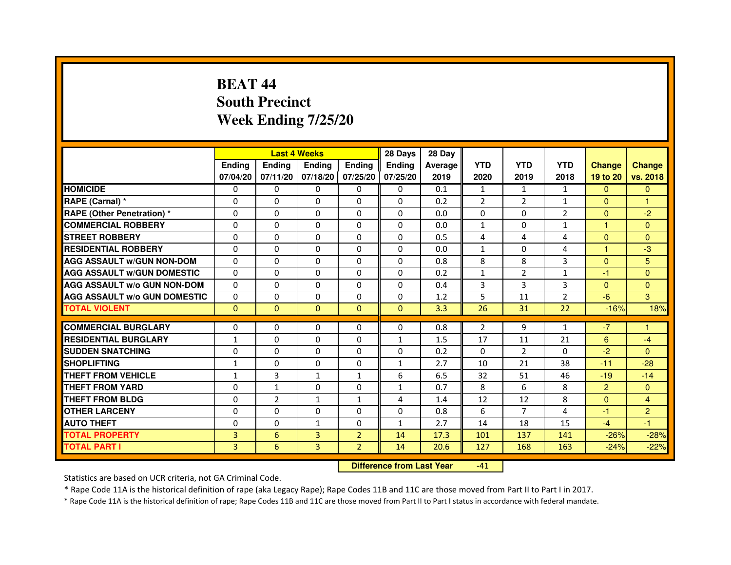# BEAT 44
## South Precinct
## Week Ending 7/25/20

| | Last 4 Weeks | | | | 28 Days | 28 Day | | | | | |
|---|---|---|---|---|---|---|---|---|---|---|---|
| | Ending 07/04/20 | Ending 07/11/20 | Ending 07/18/20 | Ending 07/25/20 | Ending 07/25/20 | Average 2019 | YTD 2020 | YTD 2019 | YTD 2018 | Change 19 to 20 | Change vs. 2018 |
| HOMICIDE | 0 | 0 | 0 | 0 | 0 | 0.1 | 1 | 1 | 1 | 0 | 0 |
| RAPE (Carnal) * | 0 | 0 | 0 | 0 | 0 | 0.2 | 2 | 2 | 1 | 0 | 1 |
| RAPE (Other Penetration) * | 0 | 0 | 0 | 0 | 0 | 0.0 | 0 | 0 | 2 | 0 | -2 |
| COMMERCIAL ROBBERY | 0 | 0 | 0 | 0 | 0 | 0.0 | 1 | 0 | 1 | 1 | 0 |
| STREET ROBBERY | 0 | 0 | 0 | 0 | 0 | 0.5 | 4 | 4 | 4 | 0 | 0 |
| RESIDENTIAL ROBBERY | 0 | 0 | 0 | 0 | 0 | 0.0 | 1 | 0 | 4 | 1 | -3 |
| AGG ASSAULT w/GUN NON-DOM | 0 | 0 | 0 | 0 | 0 | 0.8 | 8 | 8 | 3 | 0 | 5 |
| AGG ASSAULT w/GUN DOMESTIC | 0 | 0 | 0 | 0 | 0 | 0.2 | 1 | 2 | 1 | -1 | 0 |
| AGG ASSAULT w/o GUN NON-DOM | 0 | 0 | 0 | 0 | 0 | 0.4 | 3 | 3 | 3 | 0 | 0 |
| AGG ASSAULT w/o GUN DOMESTIC | 0 | 0 | 0 | 0 | 0 | 1.2 | 5 | 11 | 2 | -6 | 3 |
| TOTAL VIOLENT | 0 | 0 | 0 | 0 | 0 | 3.3 | 26 | 31 | 22 | -16% | 18% |
| COMMERCIAL BURGLARY | 0 | 0 | 0 | 0 | 0 | 0.8 | 2 | 9 | 1 | -7 | 1 |
| RESIDENTIAL BURGLARY | 1 | 0 | 0 | 0 | 1 | 1.5 | 17 | 11 | 21 | 6 | -4 |
| SUDDEN SNATCHING | 0 | 0 | 0 | 0 | 0 | 0.2 | 0 | 2 | 0 | -2 | 0 |
| SHOPLIFTING | 1 | 0 | 0 | 0 | 1 | 2.7 | 10 | 21 | 38 | -11 | -28 |
| THEFT FROM VEHICLE | 1 | 3 | 1 | 1 | 6 | 6.5 | 32 | 51 | 46 | -19 | -14 |
| THEFT FROM YARD | 0 | 1 | 0 | 0 | 1 | 0.7 | 8 | 6 | 8 | 2 | 0 |
| THEFT FROM BLDG | 0 | 2 | 1 | 1 | 4 | 1.4 | 12 | 12 | 8 | 0 | 4 |
| OTHER LARCENY | 0 | 0 | 0 | 0 | 0 | 0.8 | 6 | 7 | 4 | -1 | 2 |
| AUTO THEFT | 0 | 0 | 1 | 0 | 1 | 2.7 | 14 | 18 | 15 | -4 | -1 |
| TOTAL PROPERTY | 3 | 6 | 3 | 2 | 14 | 17.3 | 101 | 137 | 141 | -26% | -28% |
| TOTAL PART I | 3 | 6 | 3 | 2 | 14 | 20.6 | 127 | 168 | 163 | -24% | -22% |

**Difference from Last Year** -41

Statistics are based on UCR criteria, not GA Criminal Code.

* Rape Code 11A is the historical definition of rape (aka Legacy Rape); Rape Codes 11B and 11C are those moved from Part II to Part I in 2017.

* Rape Code 11A is the historical definition of rape; Rape Codes 11B and 11C are those moved from Part II to Part I status in accordance with federal mandate.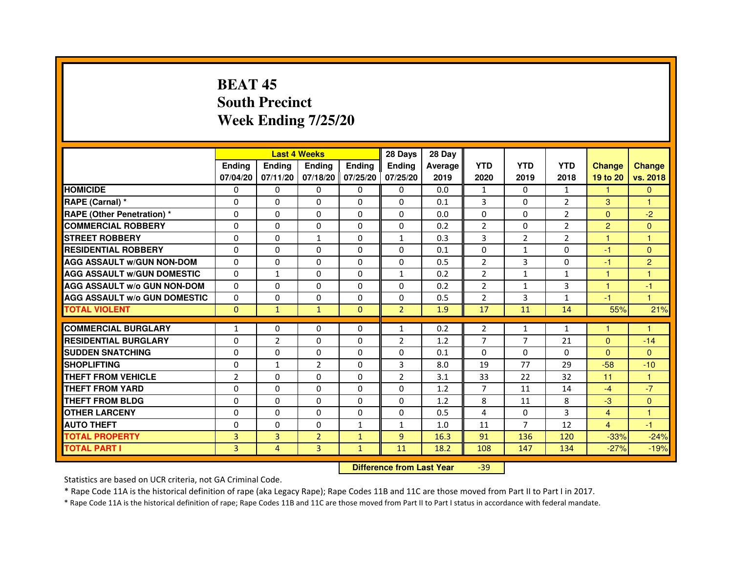# BEAT 45
# South Precinct
# Week Ending 7/25/20

| | Last 4 Weeks | | | | 28 Days | 28 Day | | | | | |
|---|---|---|---|---|---|---|---|---|---|---|---|
| | Ending 07/04/20 | Ending 07/11/20 | Ending 07/18/20 | Ending 07/25/20 | Ending 07/25/20 | Average 2019 | YTD 2020 | YTD 2019 | YTD 2018 | Change 19 to 20 | Change vs. 2018 |
| HOMICIDE | 0 | 0 | 0 | 0 | 0 | 0.0 | 1 | 0 | 1 | 1 | 0 |
| RAPE (Carnal) * | 0 | 0 | 0 | 0 | 0 | 0.1 | 3 | 0 | 2 | 3 | 1 |
| RAPE (Other Penetration) * | 0 | 0 | 0 | 0 | 0 | 0.0 | 0 | 0 | 2 | 0 | -2 |
| COMMERCIAL ROBBERY | 0 | 0 | 0 | 0 | 0 | 0.2 | 2 | 0 | 2 | 2 | 0 |
| STREET ROBBERY | 0 | 0 | 1 | 0 | 1 | 0.3 | 3 | 2 | 2 | 1 | 1 |
| RESIDENTIAL ROBBERY | 0 | 0 | 0 | 0 | 0 | 0.1 | 0 | 1 | 0 | -1 | 0 |
| AGG ASSAULT w/GUN NON-DOM | 0 | 0 | 0 | 0 | 0 | 0.5 | 2 | 3 | 0 | -1 | 2 |
| AGG ASSAULT w/GUN DOMESTIC | 0 | 1 | 0 | 0 | 1 | 0.2 | 2 | 1 | 1 | 1 | 1 |
| AGG ASSAULT w/o GUN NON-DOM | 0 | 0 | 0 | 0 | 0 | 0.2 | 2 | 1 | 3 | 1 | -1 |
| AGG ASSAULT w/o GUN DOMESTIC | 0 | 0 | 0 | 0 | 0 | 0.5 | 2 | 3 | 1 | -1 | 1 |
| TOTAL VIOLENT | 0 | 1 | 1 | 0 | 2 | 1.9 | 17 | 11 | 14 | 55% | 21% |
| COMMERCIAL BURGLARY | 1 | 0 | 0 | 0 | 1 | 0.2 | 2 | 1 | 1 | 1 | 1 |
| RESIDENTIAL BURGLARY | 0 | 2 | 0 | 0 | 2 | 1.2 | 7 | 7 | 21 | 0 | -14 |
| SUDDEN SNATCHING | 0 | 0 | 0 | 0 | 0 | 0.1 | 0 | 0 | 0 | 0 | 0 |
| SHOPLIFTING | 0 | 1 | 2 | 0 | 3 | 8.0 | 19 | 77 | 29 | -58 | -10 |
| THEFT FROM VEHICLE | 2 | 0 | 0 | 0 | 2 | 3.1 | 33 | 22 | 32 | 11 | 1 |
| THEFT FROM YARD | 0 | 0 | 0 | 0 | 0 | 1.2 | 7 | 11 | 14 | -4 | -7 |
| THEFT FROM BLDG | 0 | 0 | 0 | 0 | 0 | 1.2 | 8 | 11 | 8 | -3 | 0 |
| OTHER LARCENY | 0 | 0 | 0 | 0 | 0 | 0.5 | 4 | 0 | 3 | 4 | 1 |
| AUTO THEFT | 0 | 0 | 0 | 1 | 1 | 1.0 | 11 | 7 | 12 | 4 | -1 |
| TOTAL PROPERTY | 3 | 3 | 2 | 1 | 9 | 16.3 | 91 | 136 | 120 | -33% | -24% |
| TOTAL PART I | 3 | 4 | 3 | 1 | 11 | 18.2 | 108 | 147 | 134 | -27% | -19% |

**Difference from Last Year** -39

Statistics are based on UCR criteria, not GA Criminal Code.

* Rape Code 11A is the historical definition of rape (aka Legacy Rape); Rape Codes 11B and 11C are those moved from Part II to Part I in 2017.

* Rape Code 11A is the historical definition of rape; Rape Codes 11B and 11C are those moved from Part II to Part I status in accordance with federal mandate.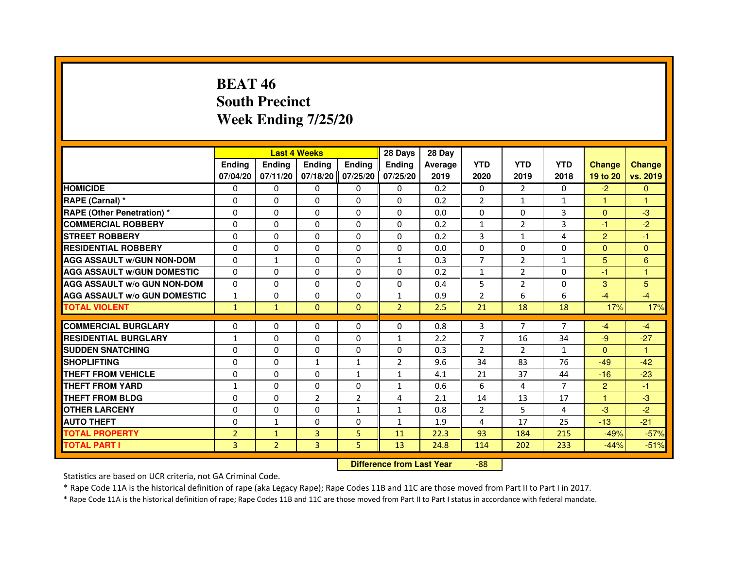# BEAT 46
## South Precinct
## Week Ending 7/25/20

| | Last 4 Weeks | | | | 28 Days | 28 Day | | | | | |
|---|---|---|---|---|---|---|---|---|---|---|---|
| | Ending 07/04/20 | Ending 07/11/20 | Ending 07/18/20 | Ending 07/25/20 | Ending 07/25/20 | Average 2019 | YTD 2020 | YTD 2019 | YTD 2018 | Change 19 to 20 | Change vs. 2019 |
| HOMICIDE | 0 | 0 | 0 | 0 | 0 | 0.2 | 0 | 2 | 0 | -2 | 0 |
| RAPE (Carnal) * | 0 | 0 | 0 | 0 | 0 | 0.2 | 2 | 1 | 1 | 1 | 1 |
| RAPE (Other Penetration) * | 0 | 0 | 0 | 0 | 0 | 0.0 | 0 | 0 | 3 | 0 | -3 |
| COMMERCIAL ROBBERY | 0 | 0 | 0 | 0 | 0 | 0.2 | 1 | 2 | 3 | -1 | -2 |
| STREET ROBBERY | 0 | 0 | 0 | 0 | 0 | 0.2 | 3 | 1 | 4 | 2 | -1 |
| RESIDENTIAL ROBBERY | 0 | 0 | 0 | 0 | 0 | 0.0 | 0 | 0 | 0 | 0 | 0 |
| AGG ASSAULT w/GUN NON-DOM | 0 | 1 | 0 | 0 | 1 | 0.3 | 7 | 2 | 1 | 5 | 6 |
| AGG ASSAULT w/GUN DOMESTIC | 0 | 0 | 0 | 0 | 0 | 0.2 | 1 | 2 | 0 | -1 | 1 |
| AGG ASSAULT w/o GUN NON-DOM | 0 | 0 | 0 | 0 | 0 | 0.4 | 5 | 2 | 0 | 3 | 5 |
| AGG ASSAULT w/o GUN DOMESTIC | 1 | 0 | 0 | 0 | 1 | 0.9 | 2 | 6 | 6 | -4 | -4 |
| TOTAL VIOLENT | 1 | 1 | 0 | 0 | 2 | 2.5 | 21 | 18 | 18 | 17% | 17% |
| COMMERCIAL BURGLARY | 0 | 0 | 0 | 0 | 0 | 0.8 | 3 | 7 | 7 | -4 | -4 |
| RESIDENTIAL BURGLARY | 1 | 0 | 0 | 0 | 1 | 2.2 | 7 | 16 | 34 | -9 | -27 |
| SUDDEN SNATCHING | 0 | 0 | 0 | 0 | 0 | 0.3 | 2 | 2 | 1 | 0 | 1 |
| SHOPLIFTING | 0 | 0 | 1 | 1 | 2 | 9.6 | 34 | 83 | 76 | -49 | -42 |
| THEFT FROM VEHICLE | 0 | 0 | 0 | 1 | 1 | 4.1 | 21 | 37 | 44 | -16 | -23 |
| THEFT FROM YARD | 1 | 0 | 0 | 0 | 1 | 0.6 | 6 | 4 | 7 | 2 | -1 |
| THEFT FROM BLDG | 0 | 0 | 2 | 2 | 4 | 2.1 | 14 | 13 | 17 | 1 | -3 |
| OTHER LARCENY | 0 | 0 | 0 | 1 | 1 | 0.8 | 2 | 5 | 4 | -3 | -2 |
| AUTO THEFT | 0 | 1 | 0 | 0 | 1 | 1.9 | 4 | 17 | 25 | -13 | -21 |
| TOTAL PROPERTY | 2 | 1 | 3 | 5 | 11 | 22.3 | 93 | 184 | 215 | -49% | -57% |
| TOTAL PART I | 3 | 2 | 3 | 5 | 13 | 24.8 | 114 | 202 | 233 | -44% | -51% |

**Difference from Last Year** -88

Statistics are based on UCR criteria, not GA Criminal Code.

* Rape Code 11A is the historical definition of rape (aka Legacy Rape); Rape Codes 11B and 11C are those moved from Part II to Part I in 2017.

* Rape Code 11A is the historical definition of rape; Rape Codes 11B and 11C are those moved from Part II to Part I status in accordance with federal mandate.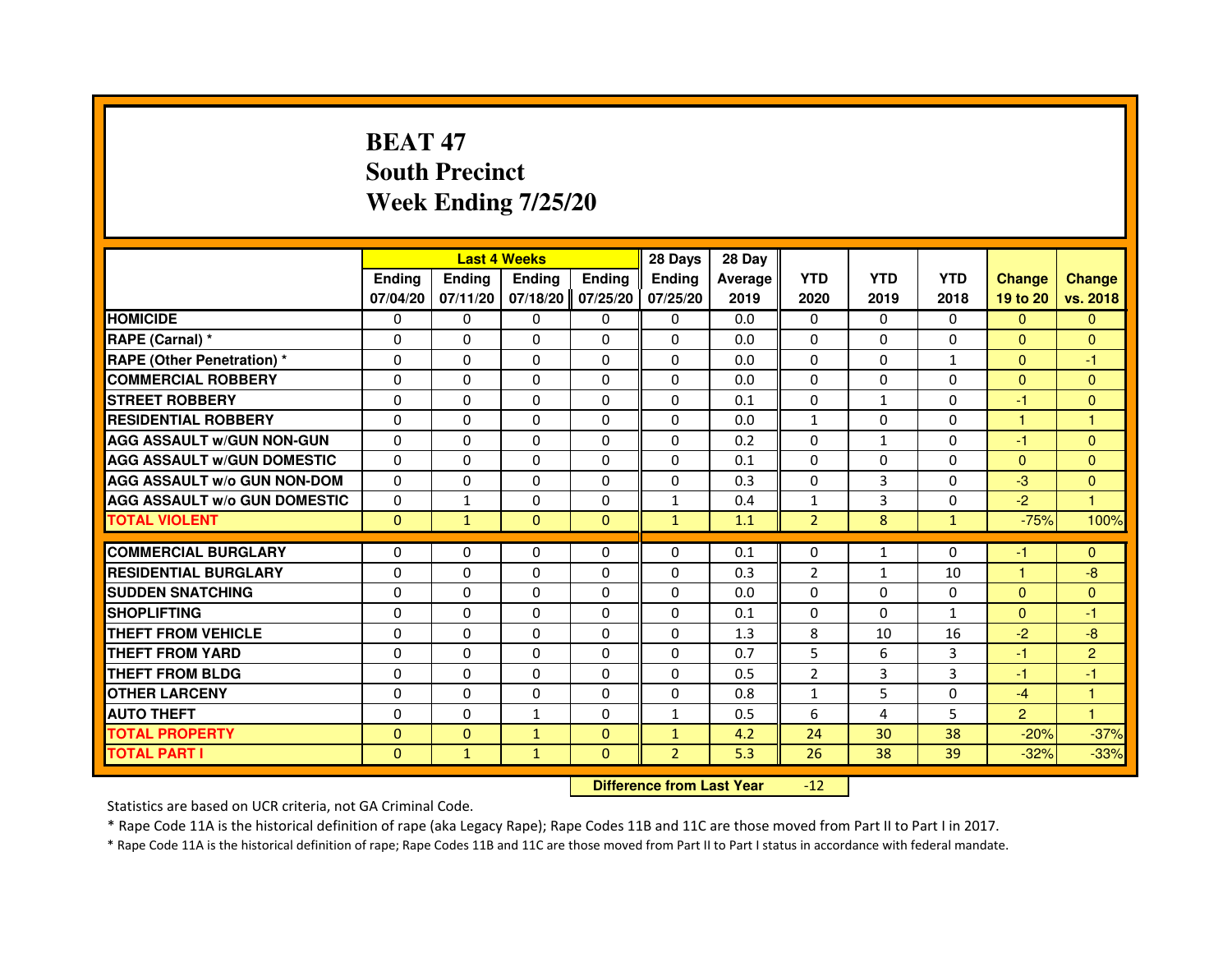# BEAT 47
## South Precinct
## Week Ending 7/25/20

| | Last 4 Weeks | | | | 28 Days | 28 Day | | | | | |
|---|---|---|---|---|---|---|---|---|---|---|---|
| | Ending 07/04/20 | Ending 07/11/20 | Ending 07/18/20 | Ending 07/25/20 | Ending 07/25/20 | Average 2019 | YTD 2020 | YTD 2019 | YTD 2018 | Change 19 to 20 | Change vs. 2018 |
| HOMICIDE | 0 | 0 | 0 | 0 | 0 | 0.0 | 0 | 0 | 0 | 0 | 0 |
| RAPE (Carnal) * | 0 | 0 | 0 | 0 | 0 | 0.0 | 0 | 0 | 0 | 0 | 0 |
| RAPE (Other Penetration) * | 0 | 0 | 0 | 0 | 0 | 0.0 | 0 | 0 | 1 | 0 | -1 |
| COMMERCIAL ROBBERY | 0 | 0 | 0 | 0 | 0 | 0.0 | 0 | 0 | 0 | 0 | 0 |
| STREET ROBBERY | 0 | 0 | 0 | 0 | 0 | 0.1 | 0 | 1 | 0 | -1 | 0 |
| RESIDENTIAL ROBBERY | 0 | 0 | 0 | 0 | 0 | 0.0 | 1 | 0 | 0 | 1 | 1 |
| AGG ASSAULT w/GUN NON-GUN | 0 | 0 | 0 | 0 | 0 | 0.2 | 0 | 1 | 0 | -1 | 0 |
| AGG ASSAULT w/GUN DOMESTIC | 0 | 0 | 0 | 0 | 0 | 0.1 | 0 | 0 | 0 | 0 | 0 |
| AGG ASSAULT w/o GUN NON-DOM | 0 | 0 | 0 | 0 | 0 | 0.3 | 0 | 3 | 0 | -3 | 0 |
| AGG ASSAULT w/o GUN DOMESTIC | 0 | 1 | 0 | 0 | 1 | 0.4 | 1 | 3 | 0 | -2 | 1 |
| TOTAL VIOLENT | 0 | 1 | 0 | 0 | 1 | 1.1 | 2 | 8 | 1 | -75% | 100% |
| COMMERCIAL BURGLARY | 0 | 0 | 0 | 0 | 0 | 0.1 | 0 | 1 | 0 | -1 | 0 |
| RESIDENTIAL BURGLARY | 0 | 0 | 0 | 0 | 0 | 0.3 | 2 | 1 | 10 | 1 | -8 |
| SUDDEN SNATCHING | 0 | 0 | 0 | 0 | 0 | 0.0 | 0 | 0 | 0 | 0 | 0 |
| SHOPLIFTING | 0 | 0 | 0 | 0 | 0 | 0.1 | 0 | 0 | 1 | 0 | -1 |
| THEFT FROM VEHICLE | 0 | 0 | 0 | 0 | 0 | 1.3 | 8 | 10 | 16 | -2 | -8 |
| THEFT FROM YARD | 0 | 0 | 0 | 0 | 0 | 0.7 | 5 | 6 | 3 | -1 | 2 |
| THEFT FROM BLDG | 0 | 0 | 0 | 0 | 0 | 0.5 | 2 | 3 | 3 | -1 | -1 |
| OTHER LARCENY | 0 | 0 | 0 | 0 | 0 | 0.8 | 1 | 5 | 0 | -4 | 1 |
| AUTO THEFT | 0 | 0 | 1 | 0 | 1 | 0.5 | 6 | 4 | 5 | 2 | 1 |
| TOTAL PROPERTY | 0 | 0 | 1 | 0 | 1 | 4.2 | 24 | 30 | 38 | -20% | -37% |
| TOTAL PART I | 0 | 1 | 1 | 0 | 2 | 5.3 | 26 | 38 | 39 | -32% | -33% |

**Difference from Last Year** -12

Statistics are based on UCR criteria, not GA Criminal Code.

* Rape Code 11A is the historical definition of rape (aka Legacy Rape); Rape Codes 11B and 11C are those moved from Part II to Part I in 2017.

* Rape Code 11A is the historical definition of rape; Rape Codes 11B and 11C are those moved from Part II to Part I status in accordance with federal mandate.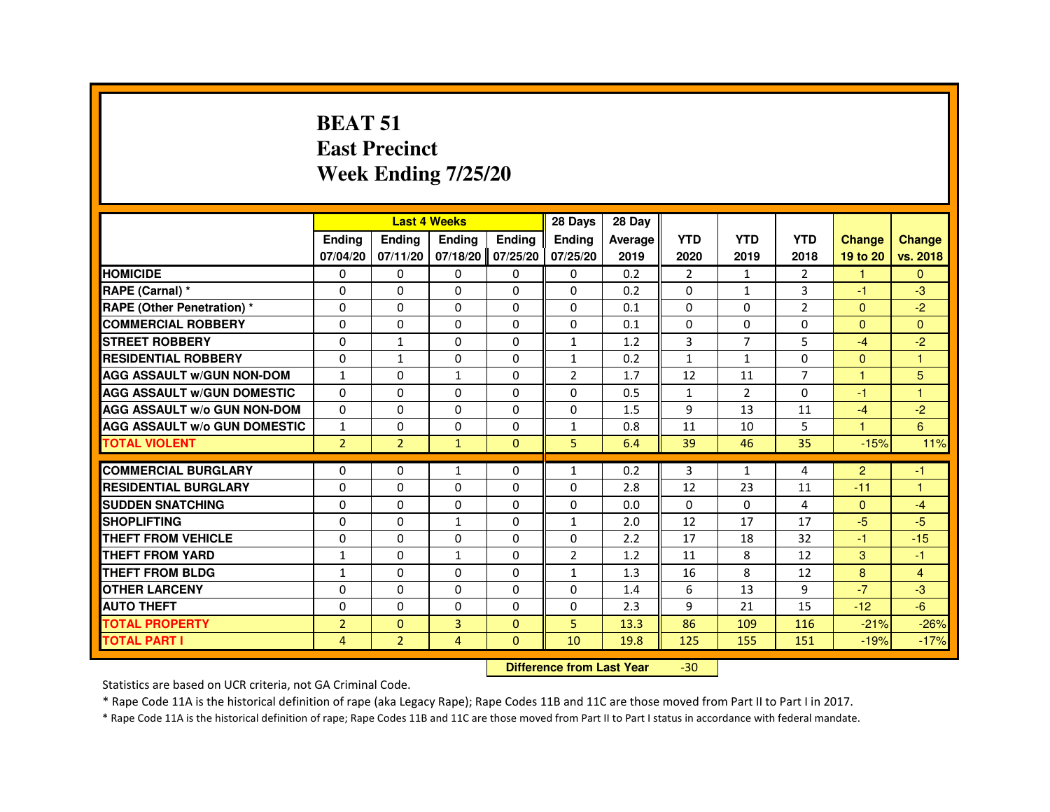# BEAT 51
## East Precinct
## Week Ending 7/25/20

| | Last 4 Weeks | | | | 28 Days | 28 Day | | | | | |
|---|---|---|---|---|---|---|---|---|---|---|---|
| | Ending 07/04/20 | Ending 07/11/20 | Ending 07/18/20 | Ending 07/25/20 | Ending 07/25/20 | Average 2019 | YTD 2020 | YTD 2019 | YTD 2018 | Change 19 to 20 | Change vs. 2018 |
| HOMICIDE | 0 | 0 | 0 | 0 | 0 | 0.2 | 2 | 1 | 2 | 1 | 0 |
| RAPE (Carnal) * | 0 | 0 | 0 | 0 | 0 | 0.2 | 0 | 1 | 3 | -1 | -3 |
| RAPE (Other Penetration) * | 0 | 0 | 0 | 0 | 0 | 0.1 | 0 | 0 | 2 | 0 | -2 |
| COMMERCIAL ROBBERY | 0 | 0 | 0 | 0 | 0 | 0.1 | 0 | 0 | 0 | 0 | 0 |
| STREET ROBBERY | 0 | 1 | 0 | 0 | 1 | 1.2 | 3 | 7 | 5 | -4 | -2 |
| RESIDENTIAL ROBBERY | 0 | 1 | 0 | 0 | 1 | 0.2 | 1 | 1 | 0 | 0 | 1 |
| AGG ASSAULT w/GUN NON-DOM | 1 | 0 | 1 | 0 | 2 | 1.7 | 12 | 11 | 7 | 1 | 5 |
| AGG ASSAULT w/GUN DOMESTIC | 0 | 0 | 0 | 0 | 0 | 0.5 | 1 | 2 | 0 | -1 | 1 |
| AGG ASSAULT w/o GUN NON-DOM | 0 | 0 | 0 | 0 | 0 | 1.5 | 9 | 13 | 11 | -4 | -2 |
| AGG ASSAULT w/o GUN DOMESTIC | 1 | 0 | 0 | 0 | 1 | 0.8 | 11 | 10 | 5 | 1 | 6 |
| TOTAL VIOLENT | 2 | 2 | 1 | 0 | 5 | 6.4 | 39 | 46 | 35 | -15% | 11% |
| COMMERCIAL BURGLARY | 0 | 0 | 1 | 0 | 1 | 0.2 | 3 | 1 | 4 | 2 | -1 |
| RESIDENTIAL BURGLARY | 0 | 0 | 0 | 0 | 0 | 2.8 | 12 | 23 | 11 | -11 | 1 |
| SUDDEN SNATCHING | 0 | 0 | 0 | 0 | 0 | 0.0 | 0 | 0 | 4 | 0 | -4 |
| SHOPLIFTING | 0 | 0 | 1 | 0 | 1 | 2.0 | 12 | 17 | 17 | -5 | -5 |
| THEFT FROM VEHICLE | 0 | 0 | 0 | 0 | 0 | 2.2 | 17 | 18 | 32 | -1 | -15 |
| THEFT FROM YARD | 1 | 0 | 1 | 0 | 2 | 1.2 | 11 | 8 | 12 | 3 | -1 |
| THEFT FROM BLDG | 1 | 0 | 0 | 0 | 1 | 1.3 | 16 | 8 | 12 | 8 | 4 |
| OTHER LARCENY | 0 | 0 | 0 | 0 | 0 | 1.4 | 6 | 13 | 9 | -7 | -3 |
| AUTO THEFT | 0 | 0 | 0 | 0 | 0 | 2.3 | 9 | 21 | 15 | -12 | -6 |
| TOTAL PROPERTY | 2 | 0 | 3 | 0 | 5 | 13.3 | 86 | 109 | 116 | -21% | -26% |
| TOTAL PART I | 4 | 2 | 4 | 0 | 10 | 19.8 | 125 | 155 | 151 | -19% | -17% |

**Difference from Last Year** -30

Statistics are based on UCR criteria, not GA Criminal Code.

* Rape Code 11A is the historical definition of rape (aka Legacy Rape); Rape Codes 11B and 11C are those moved from Part II to Part I in 2017.

* Rape Code 11A is the historical definition of rape; Rape Codes 11B and 11C are those moved from Part II to Part I status in accordance with federal mandate.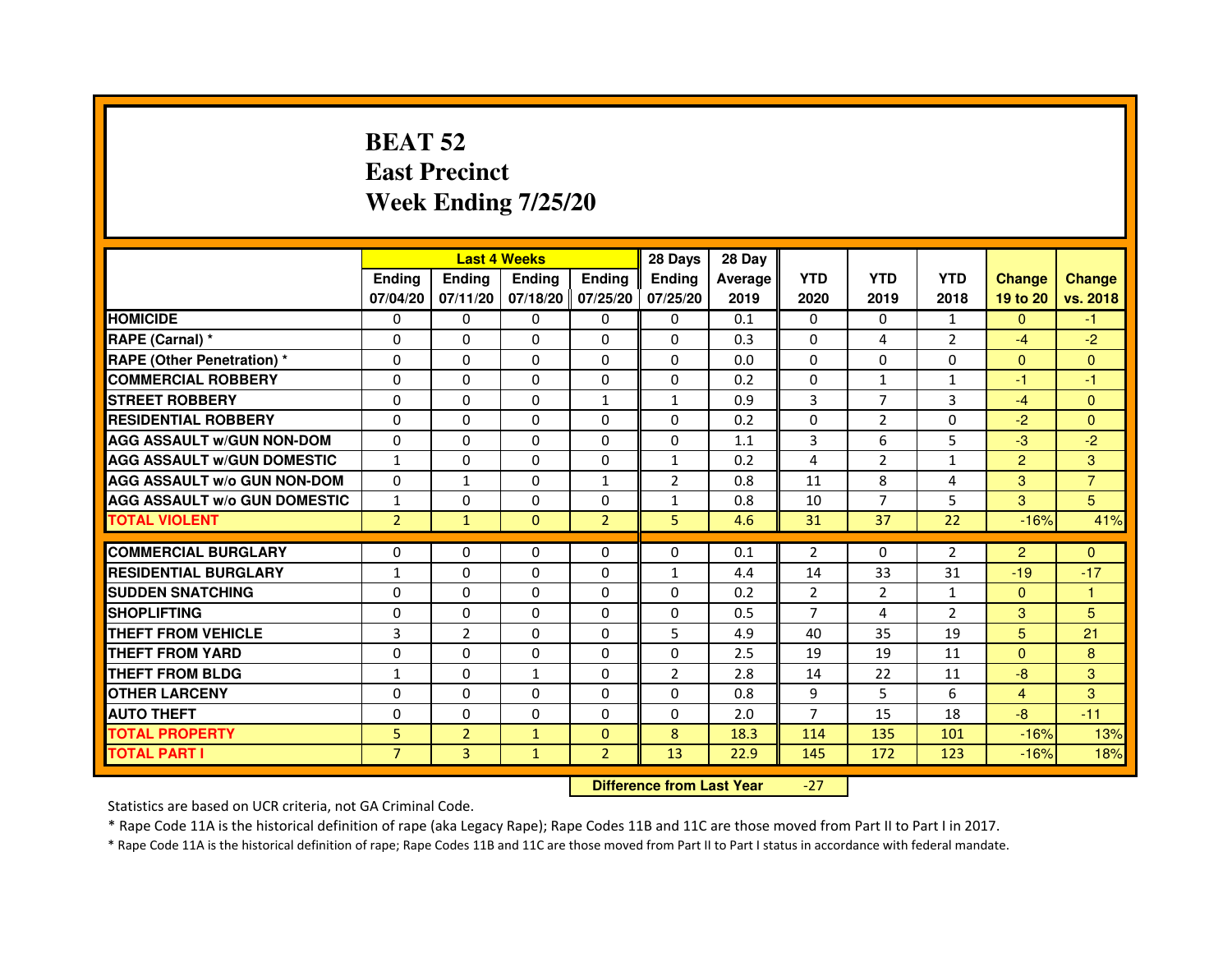# BEAT 52
# East Precinct
# Week Ending 7/25/20

| | Last 4 Weeks | | | | 28 Days | 28 Day | | | | | |
|---|---|---|---|---|---|---|---|---|---|---|---|
| | Ending 07/04/20 | Ending 07/11/20 | Ending 07/18/20 | Ending 07/25/20 | Ending 07/25/20 | Average 2019 | YTD 2020 | YTD 2019 | YTD 2018 | Change 19 to 20 | Change vs. 2018 |
| HOMICIDE | 0 | 0 | 0 | 0 | 0 | 0.1 | 0 | 0 | 1 | 0 | -1 |
| RAPE (Carnal) * | 0 | 0 | 0 | 0 | 0 | 0.3 | 0 | 4 | 2 | -4 | -2 |
| RAPE (Other Penetration) * | 0 | 0 | 0 | 0 | 0 | 0.0 | 0 | 0 | 0 | 0 | 0 |
| COMMERCIAL ROBBERY | 0 | 0 | 0 | 0 | 0 | 0.2 | 0 | 1 | 1 | -1 | -1 |
| STREET ROBBERY | 0 | 0 | 0 | 1 | 1 | 0.9 | 3 | 7 | 3 | -4 | 0 |
| RESIDENTIAL ROBBERY | 0 | 0 | 0 | 0 | 0 | 0.2 | 0 | 2 | 0 | -2 | 0 |
| AGG ASSAULT w/GUN NON-DOM | 0 | 0 | 0 | 0 | 0 | 1.1 | 3 | 6 | 5 | -3 | -2 |
| AGG ASSAULT w/GUN DOMESTIC | 1 | 0 | 0 | 0 | 1 | 0.2 | 4 | 2 | 1 | 2 | 3 |
| AGG ASSAULT w/o GUN NON-DOM | 0 | 1 | 0 | 1 | 2 | 0.8 | 11 | 8 | 4 | 3 | 7 |
| AGG ASSAULT w/o GUN DOMESTIC | 1 | 0 | 0 | 0 | 1 | 0.8 | 10 | 7 | 5 | 3 | 5 |
| TOTAL VIOLENT | 2 | 1 | 0 | 2 | 5 | 4.6 | 31 | 37 | 22 | -16% | 41% |
| COMMERCIAL BURGLARY | 0 | 0 | 0 | 0 | 0 | 0.1 | 2 | 0 | 2 | 2 | 0 |
| RESIDENTIAL BURGLARY | 1 | 0 | 0 | 0 | 1 | 4.4 | 14 | 33 | 31 | -19 | -17 |
| SUDDEN SNATCHING | 0 | 0 | 0 | 0 | 0 | 0.2 | 2 | 2 | 1 | 0 | 1 |
| SHOPLIFTING | 0 | 0 | 0 | 0 | 0 | 0.5 | 7 | 4 | 2 | 3 | 5 |
| THEFT FROM VEHICLE | 3 | 2 | 0 | 0 | 5 | 4.9 | 40 | 35 | 19 | 5 | 21 |
| THEFT FROM YARD | 0 | 0 | 0 | 0 | 0 | 2.5 | 19 | 19 | 11 | 0 | 8 |
| THEFT FROM BLDG | 1 | 0 | 1 | 0 | 2 | 2.8 | 14 | 22 | 11 | -8 | 3 |
| OTHER LARCENY | 0 | 0 | 0 | 0 | 0 | 0.8 | 9 | 5 | 6 | 4 | 3 |
| AUTO THEFT | 0 | 0 | 0 | 0 | 0 | 2.0 | 7 | 15 | 18 | -8 | -11 |
| TOTAL PROPERTY | 5 | 2 | 1 | 0 | 8 | 18.3 | 114 | 135 | 101 | -16% | 13% |
| TOTAL PART I | 7 | 3 | 1 | 2 | 13 | 22.9 | 145 | 172 | 123 | -16% | 18% |

**Difference from Last Year** -27

Statistics are based on UCR criteria, not GA Criminal Code.

* Rape Code 11A is the historical definition of rape (aka Legacy Rape); Rape Codes 11B and 11C are those moved from Part II to Part I in 2017.

* Rape Code 11A is the historical definition of rape; Rape Codes 11B and 11C are those moved from Part II to Part I status in accordance with federal mandate.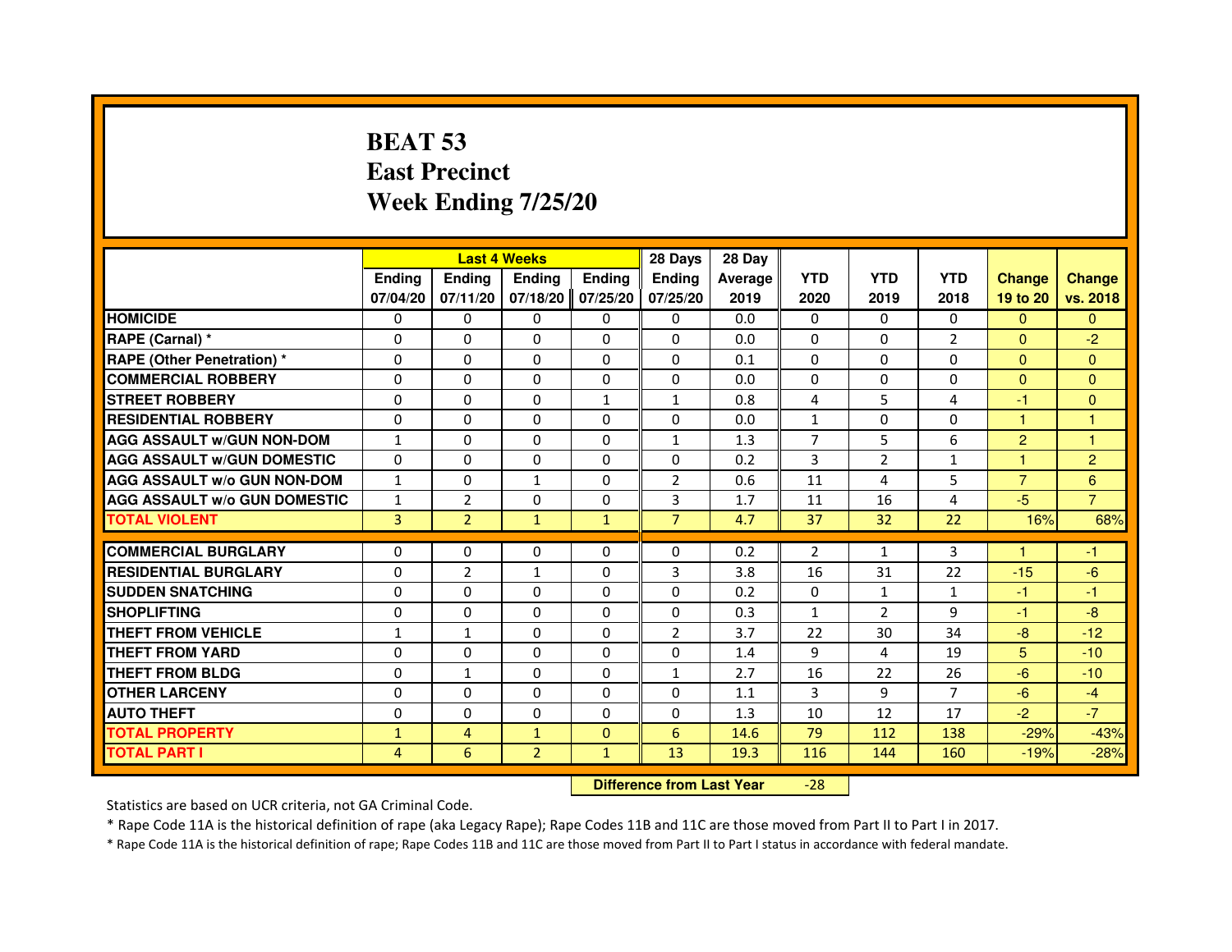# BEAT 53
## East Precinct
## Week Ending 7/25/20

| | Last 4 Weeks | | | | 28 Days | 28 Day | | | | | |
|---|---|---|---|---|---|---|---|---|---|---|---|
| | Ending 07/04/20 | Ending 07/11/20 | Ending 07/18/20 | Ending 07/25/20 | Ending 07/25/20 | Average 2019 | YTD 2020 | YTD 2019 | YTD 2018 | Change 19 to 20 | Change vs. 2018 |
| HOMICIDE | 0 | 0 | 0 | 0 | 0 | 0.0 | 0 | 0 | 0 | 0 | 0 |
| RAPE (Carnal) * | 0 | 0 | 0 | 0 | 0 | 0.0 | 0 | 0 | 2 | 0 | -2 |
| RAPE (Other Penetration) * | 0 | 0 | 0 | 0 | 0 | 0.1 | 0 | 0 | 0 | 0 | 0 |
| COMMERCIAL ROBBERY | 0 | 0 | 0 | 0 | 0 | 0.0 | 0 | 0 | 0 | 0 | 0 |
| STREET ROBBERY | 0 | 0 | 0 | 1 | 1 | 0.8 | 4 | 5 | 4 | -1 | 0 |
| RESIDENTIAL ROBBERY | 0 | 0 | 0 | 0 | 0 | 0.0 | 1 | 0 | 0 | 1 | 1 |
| AGG ASSAULT w/GUN NON-DOM | 1 | 0 | 0 | 0 | 1 | 1.3 | 7 | 5 | 6 | 2 | 1 |
| AGG ASSAULT w/GUN DOMESTIC | 0 | 0 | 0 | 0 | 0 | 0.2 | 3 | 2 | 1 | 1 | 2 |
| AGG ASSAULT w/o GUN NON-DOM | 1 | 0 | 1 | 0 | 2 | 0.6 | 11 | 4 | 5 | 7 | 6 |
| AGG ASSAULT w/o GUN DOMESTIC | 1 | 2 | 0 | 0 | 3 | 1.7 | 11 | 16 | 4 | -5 | 7 |
| TOTAL VIOLENT | 3 | 2 | 1 | 1 | 7 | 4.7 | 37 | 32 | 22 | 16% | 68% |
| COMMERCIAL BURGLARY | 0 | 0 | 0 | 0 | 0 | 0.2 | 2 | 1 | 3 | 1 | -1 |
| RESIDENTIAL BURGLARY | 0 | 2 | 1 | 0 | 3 | 3.8 | 16 | 31 | 22 | -15 | -6 |
| SUDDEN SNATCHING | 0 | 0 | 0 | 0 | 0 | 0.2 | 0 | 1 | 1 | -1 | -1 |
| SHOPLIFTING | 0 | 0 | 0 | 0 | 0 | 0.3 | 1 | 2 | 9 | -1 | -8 |
| THEFT FROM VEHICLE | 1 | 1 | 0 | 0 | 2 | 3.7 | 22 | 30 | 34 | -8 | -12 |
| THEFT FROM YARD | 0 | 0 | 0 | 0 | 0 | 1.4 | 9 | 4 | 19 | 5 | -10 |
| THEFT FROM BLDG | 0 | 1 | 0 | 0 | 1 | 2.7 | 16 | 22 | 26 | -6 | -10 |
| OTHER LARCENY | 0 | 0 | 0 | 0 | 0 | 1.1 | 3 | 9 | 7 | -6 | -4 |
| AUTO THEFT | 0 | 0 | 0 | 0 | 0 | 1.3 | 10 | 12 | 17 | -2 | -7 |
| TOTAL PROPERTY | 1 | 4 | 1 | 0 | 6 | 14.6 | 79 | 112 | 138 | -29% | -43% |
| TOTAL PART I | 4 | 6 | 2 | 1 | 13 | 19.3 | 116 | 144 | 160 | -19% | -28% |

**Difference from Last Year** -28

Statistics are based on UCR criteria, not GA Criminal Code.

* Rape Code 11A is the historical definition of rape (aka Legacy Rape); Rape Codes 11B and 11C are those moved from Part II to Part I in 2017.

* Rape Code 11A is the historical definition of rape; Rape Codes 11B and 11C are those moved from Part II to Part I status in accordance with federal mandate.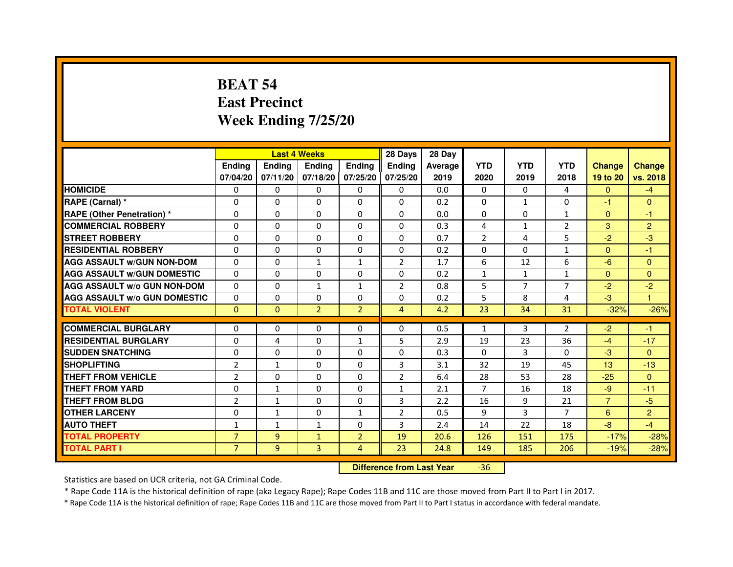# BEAT 54
# East Precinct
# Week Ending 7/25/20

| | Last 4 Weeks | | | | 28 Days | 28 Day | | | | | |
|---|---|---|---|---|---|---|---|---|---|---|---|
| | Ending 07/04/20 | Ending 07/11/20 | Ending 07/18/20 | Ending 07/25/20 | Ending 07/25/20 | Average 2019 | YTD 2020 | YTD 2019 | YTD 2018 | Change 19 to 20 | Change vs. 2018 |
| HOMICIDE | 0 | 0 | 0 | 0 | 0 | 0.0 | 0 | 0 | 4 | 0 | -4 |
| RAPE (Carnal) * | 0 | 0 | 0 | 0 | 0 | 0.2 | 0 | 1 | 0 | -1 | 0 |
| RAPE (Other Penetration) * | 0 | 0 | 0 | 0 | 0 | 0.0 | 0 | 0 | 1 | 0 | -1 |
| COMMERCIAL ROBBERY | 0 | 0 | 0 | 0 | 0 | 0.3 | 4 | 1 | 2 | 3 | 2 |
| STREET ROBBERY | 0 | 0 | 0 | 0 | 0 | 0.7 | 2 | 4 | 5 | -2 | -3 |
| RESIDENTIAL ROBBERY | 0 | 0 | 0 | 0 | 0 | 0.2 | 0 | 0 | 1 | 0 | -1 |
| AGG ASSAULT w/GUN NON-DOM | 0 | 0 | 1 | 1 | 2 | 1.7 | 6 | 12 | 6 | -6 | 0 |
| AGG ASSAULT w/GUN DOMESTIC | 0 | 0 | 0 | 0 | 0 | 0.2 | 1 | 1 | 1 | 0 | 0 |
| AGG ASSAULT w/o GUN NON-DOM | 0 | 0 | 1 | 1 | 2 | 0.8 | 5 | 7 | 7 | -2 | -2 |
| AGG ASSAULT w/o GUN DOMESTIC | 0 | 0 | 0 | 0 | 0 | 0.2 | 5 | 8 | 4 | -3 | 1 |
| TOTAL VIOLENT | 0 | 0 | 2 | 2 | 4 | 4.2 | 23 | 34 | 31 | -32% | -26% |
| COMMERCIAL BURGLARY | 0 | 0 | 0 | 0 | 0 | 0.5 | 1 | 3 | 2 | -2 | -1 |
| RESIDENTIAL BURGLARY | 0 | 4 | 0 | 1 | 5 | 2.9 | 19 | 23 | 36 | -4 | -17 |
| SUDDEN SNATCHING | 0 | 0 | 0 | 0 | 0 | 0.3 | 0 | 3 | 0 | -3 | 0 |
| SHOPLIFTING | 2 | 1 | 0 | 0 | 3 | 3.1 | 32 | 19 | 45 | 13 | -13 |
| THEFT FROM VEHICLE | 2 | 0 | 0 | 0 | 2 | 6.4 | 28 | 53 | 28 | -25 | 0 |
| THEFT FROM YARD | 0 | 1 | 0 | 0 | 1 | 2.1 | 7 | 16 | 18 | -9 | -11 |
| THEFT FROM BLDG | 2 | 1 | 0 | 0 | 3 | 2.2 | 16 | 9 | 21 | 7 | -5 |
| OTHER LARCENY | 0 | 1 | 0 | 1 | 2 | 0.5 | 9 | 3 | 7 | 6 | 2 |
| AUTO THEFT | 1 | 1 | 1 | 0 | 3 | 2.4 | 14 | 22 | 18 | -8 | -4 |
| TOTAL PROPERTY | 7 | 9 | 1 | 2 | 19 | 20.6 | 126 | 151 | 175 | -17% | -28% |
| TOTAL PART I | 7 | 9 | 3 | 4 | 23 | 24.8 | 149 | 185 | 206 | -19% | -28% |

**Difference from Last Year** -36

Statistics are based on UCR criteria, not GA Criminal Code.

* Rape Code 11A is the historical definition of rape (aka Legacy Rape); Rape Codes 11B and 11C are those moved from Part II to Part I in 2017.

* Rape Code 11A is the historical definition of rape; Rape Codes 11B and 11C are those moved from Part II to Part I status in accordance with federal mandate.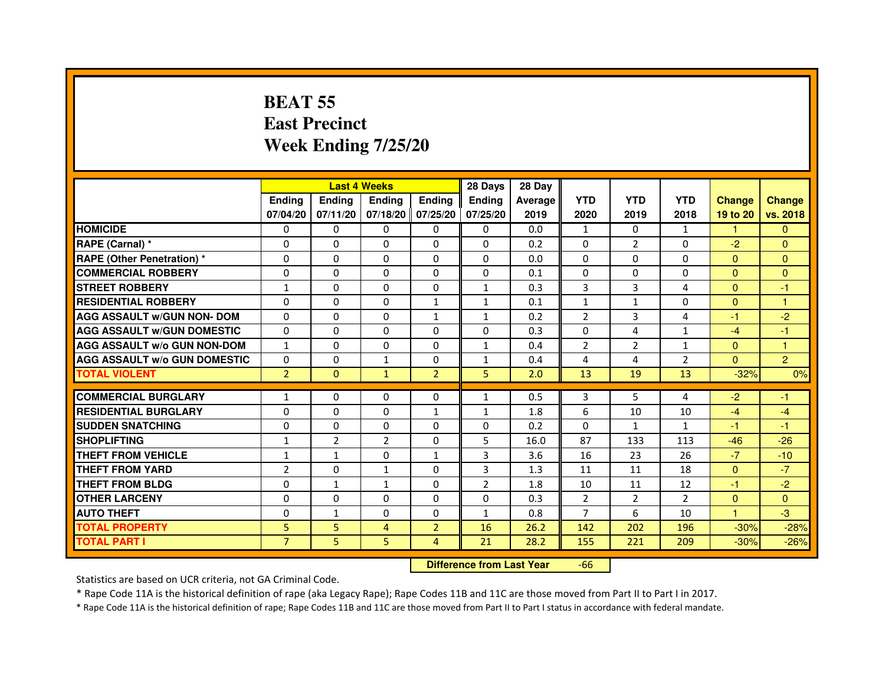# BEAT 55
# East Precinct
# Week Ending 7/25/20

| | Last 4 Weeks | | | | 28 Days | 28 Day | | | | | |
|---|---|---|---|---|---|---|---|---|---|---|---|
| | Ending 07/04/20 | Ending 07/11/20 | Ending 07/18/20 | Ending 07/25/20 | Ending 07/25/20 | Average 2019 | YTD 2020 | YTD 2019 | YTD 2018 | Change 19 to 20 | Change vs. 2018 |
| HOMICIDE | 0 | 0 | 0 | 0 | 0 | 0.0 | 1 | 0 | 1 | 1 | 0 |
| RAPE (Carnal) * | 0 | 0 | 0 | 0 | 0 | 0.2 | 0 | 2 | 0 | -2 | 0 |
| RAPE (Other Penetration) * | 0 | 0 | 0 | 0 | 0 | 0.0 | 0 | 0 | 0 | 0 | 0 |
| COMMERCIAL ROBBERY | 0 | 0 | 0 | 0 | 0 | 0.1 | 0 | 0 | 0 | 0 | 0 |
| STREET ROBBERY | 1 | 0 | 0 | 0 | 1 | 0.3 | 3 | 3 | 4 | 0 | -1 |
| RESIDENTIAL ROBBERY | 0 | 0 | 0 | 1 | 1 | 0.1 | 1 | 1 | 0 | 0 | 1 |
| AGG ASSAULT w/GUN NON- DOM | 0 | 0 | 0 | 1 | 1 | 0.2 | 2 | 3 | 4 | -1 | -2 |
| AGG ASSAULT w/GUN DOMESTIC | 0 | 0 | 0 | 0 | 0 | 0.3 | 0 | 4 | 1 | -4 | -1 |
| AGG ASSAULT w/o GUN NON-DOM | 1 | 0 | 0 | 0 | 1 | 0.4 | 2 | 2 | 1 | 0 | 1 |
| AGG ASSAULT w/o GUN DOMESTIC | 0 | 0 | 1 | 0 | 1 | 0.4 | 4 | 4 | 2 | 0 | 2 |
| TOTAL VIOLENT | 2 | 0 | 1 | 2 | 5 | 2.0 | 13 | 19 | 13 | -32% | 0% |
| COMMERCIAL BURGLARY | 1 | 0 | 0 | 0 | 1 | 0.5 | 3 | 5 | 4 | -2 | -1 |
| RESIDENTIAL BURGLARY | 0 | 0 | 0 | 1 | 1 | 1.8 | 6 | 10 | 10 | -4 | -4 |
| SUDDEN SNATCHING | 0 | 0 | 0 | 0 | 0 | 0.2 | 0 | 1 | 1 | -1 | -1 |
| SHOPLIFTING | 1 | 2 | 2 | 0 | 5 | 16.0 | 87 | 133 | 113 | -46 | -26 |
| THEFT FROM VEHICLE | 1 | 1 | 0 | 1 | 3 | 3.6 | 16 | 23 | 26 | -7 | -10 |
| THEFT FROM YARD | 2 | 0 | 1 | 0 | 3 | 1.3 | 11 | 11 | 18 | 0 | -7 |
| THEFT FROM BLDG | 0 | 1 | 1 | 0 | 2 | 1.8 | 10 | 11 | 12 | -1 | -2 |
| OTHER LARCENY | 0 | 0 | 0 | 0 | 0 | 0.3 | 2 | 2 | 2 | 0 | 0 |
| AUTO THEFT | 0 | 1 | 0 | 0 | 1 | 0.8 | 7 | 6 | 10 | 1 | -3 |
| TOTAL PROPERTY | 5 | 5 | 4 | 2 | 16 | 26.2 | 142 | 202 | 196 | -30% | -28% |
| TOTAL PART I | 7 | 5 | 5 | 4 | 21 | 28.2 | 155 | 221 | 209 | -30% | -26% |

**Difference from Last Year** -66

Statistics are based on UCR criteria, not GA Criminal Code.

* Rape Code 11A is the historical definition of rape (aka Legacy Rape); Rape Codes 11B and 11C are those moved from Part II to Part I in 2017.

* Rape Code 11A is the historical definition of rape; Rape Codes 11B and 11C are those moved from Part II to Part I status in accordance with federal mandate.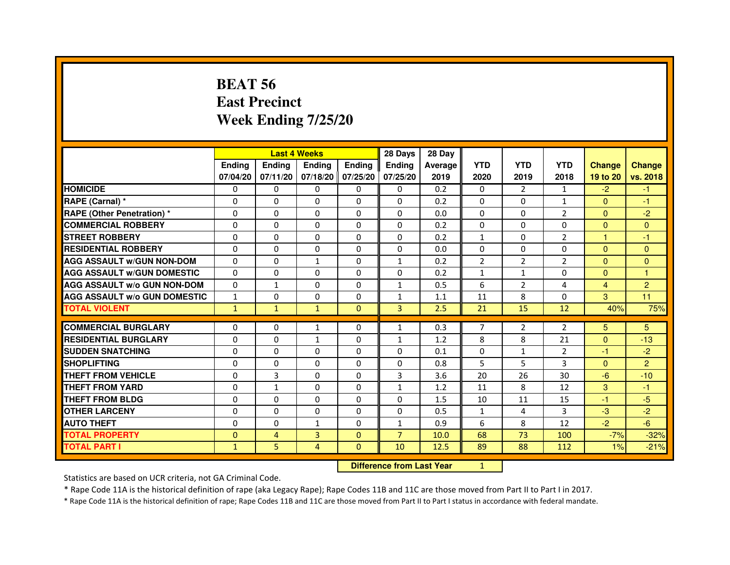# BEAT 56
# East Precinct
# Week Ending 7/25/20

| | Last 4 Weeks | | | | 28 Days | 28 Day | | | | | |
|---|---|---|---|---|---|---|---|---|---|---|---|
| | Ending 07/04/20 | Ending 07/11/20 | Ending 07/18/20 | Ending 07/25/20 | Ending 07/25/20 | Average 2019 | YTD 2020 | YTD 2019 | YTD 2018 | Change 19 to 20 | Change vs. 2018 |
| HOMICIDE | 0 | 0 | 0 | 0 | 0 | 0.2 | 0 | 2 | 1 | -2 | -1 |
| RAPE (Carnal) * | 0 | 0 | 0 | 0 | 0 | 0.2 | 0 | 0 | 1 | 0 | -1 |
| RAPE (Other Penetration) * | 0 | 0 | 0 | 0 | 0 | 0.0 | 0 | 0 | 2 | 0 | -2 |
| COMMERCIAL ROBBERY | 0 | 0 | 0 | 0 | 0 | 0.2 | 0 | 0 | 0 | 0 | 0 |
| STREET ROBBERY | 0 | 0 | 0 | 0 | 0 | 0.2 | 1 | 0 | 2 | 1 | -1 |
| RESIDENTIAL ROBBERY | 0 | 0 | 0 | 0 | 0 | 0.0 | 0 | 0 | 0 | 0 | 0 |
| AGG ASSAULT w/GUN NON-DOM | 0 | 0 | 1 | 0 | 1 | 0.2 | 2 | 2 | 2 | 0 | 0 |
| AGG ASSAULT w/GUN DOMESTIC | 0 | 0 | 0 | 0 | 0 | 0.2 | 1 | 1 | 0 | 0 | 1 |
| AGG ASSAULT w/o GUN NON-DOM | 0 | 1 | 0 | 0 | 1 | 0.5 | 6 | 2 | 4 | 4 | 2 |
| AGG ASSAULT w/o GUN DOMESTIC | 1 | 0 | 0 | 0 | 1 | 1.1 | 11 | 8 | 0 | 3 | 11 |
| TOTAL VIOLENT | 1 | 1 | 1 | 0 | 3 | 2.5 | 21 | 15 | 12 | 40% | 75% |
| COMMERCIAL BURGLARY | 0 | 0 | 1 | 0 | 1 | 0.3 | 7 | 2 | 2 | 5 | 5 |
| RESIDENTIAL BURGLARY | 0 | 0 | 1 | 0 | 1 | 1.2 | 8 | 8 | 21 | 0 | -13 |
| SUDDEN SNATCHING | 0 | 0 | 0 | 0 | 0 | 0.1 | 0 | 1 | 2 | -1 | -2 |
| SHOPLIFTING | 0 | 0 | 0 | 0 | 0 | 0.8 | 5 | 5 | 3 | 0 | 2 |
| THEFT FROM VEHICLE | 0 | 3 | 0 | 0 | 3 | 3.6 | 20 | 26 | 30 | -6 | -10 |
| THEFT FROM YARD | 0 | 1 | 0 | 0 | 1 | 1.2 | 11 | 8 | 12 | 3 | -1 |
| THEFT FROM BLDG | 0 | 0 | 0 | 0 | 0 | 1.5 | 10 | 11 | 15 | -1 | -5 |
| OTHER LARCENY | 0 | 0 | 0 | 0 | 0 | 0.5 | 1 | 4 | 3 | -3 | -2 |
| AUTO THEFT | 0 | 0 | 1 | 0 | 1 | 0.9 | 6 | 8 | 12 | -2 | -6 |
| TOTAL PROPERTY | 0 | 4 | 3 | 0 | 7 | 10.0 | 68 | 73 | 100 | -7% | -32% |
| TOTAL PART I | 1 | 5 | 4 | 0 | 10 | 12.5 | 89 | 88 | 112 | 1% | -21% |

**Difference from Last Year** 1

Statistics are based on UCR criteria, not GA Criminal Code.

* Rape Code 11A is the historical definition of rape (aka Legacy Rape); Rape Codes 11B and 11C are those moved from Part II to Part I in 2017.

* Rape Code 11A is the historical definition of rape; Rape Codes 11B and 11C are those moved from Part II to Part I status in accordance with federal mandate.